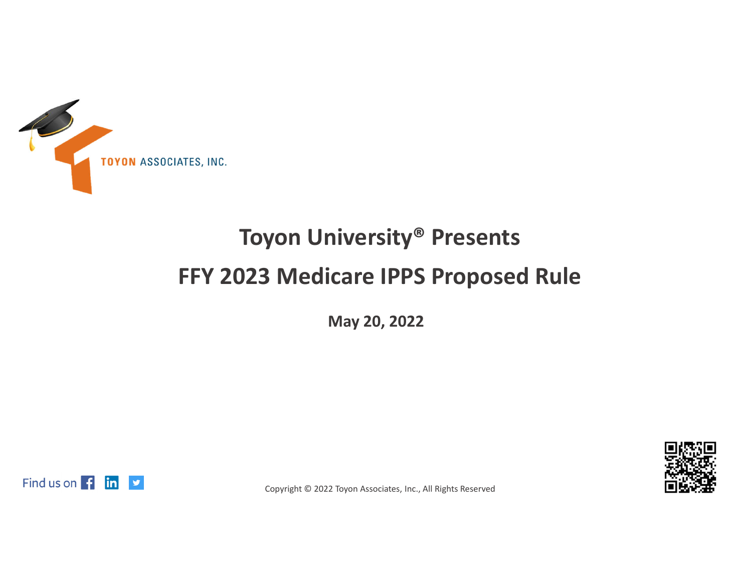TOYON ASSOCIATES, INC.

# Toyon University® Presents

# FFY 2023 Medicare IPPS Proposed Rule

**May 20, 2022**

Find us on

Copyright © 2022 Toyon Associates, Inc., All Rights Reserved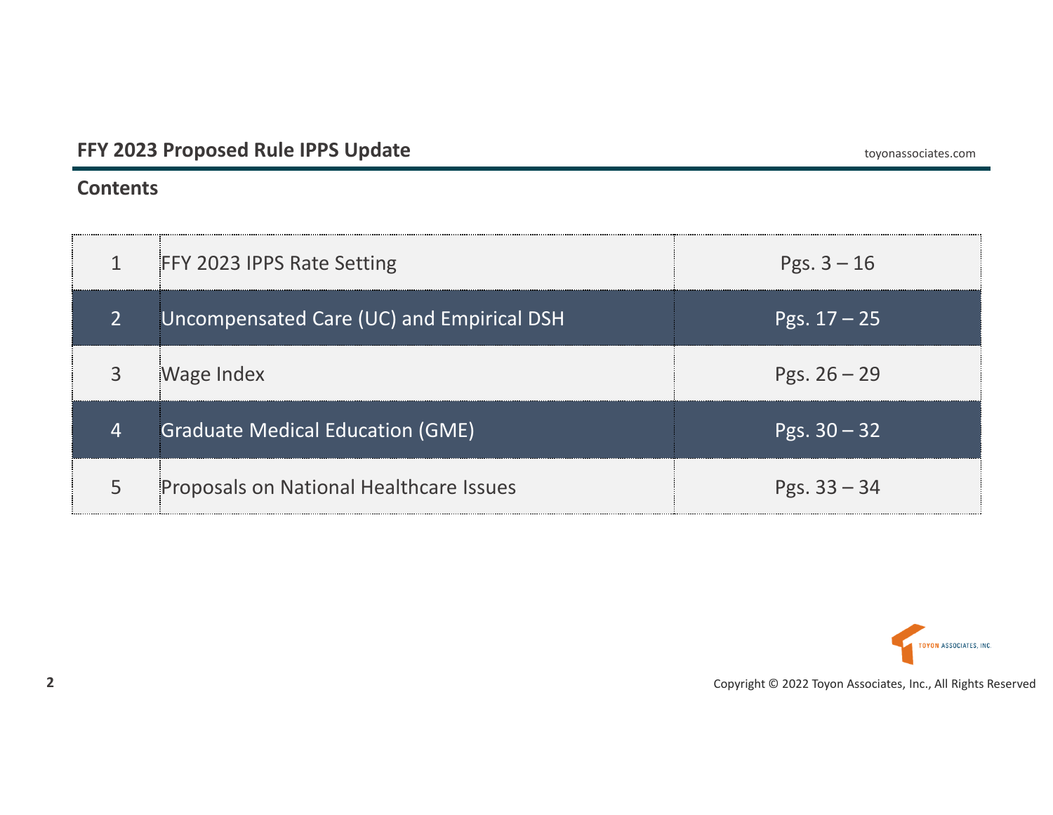## Contents

| | | |
|---|---|---|
| 1 | FFY 2023 IPPS Rate Setting | Pgs. 3 – 16 |
| 2 | Uncompensated Care (UC) and Empirical DSH | Pgs. 17 – 25 |
| 3 | Wage Index | Pgs. 26 – 29 |
| 4 | Graduate Medical Education (GME) | Pgs. 30 – 32 |
| 5 | Proposals on National Healthcare Issues | Pgs. 33 – 34 |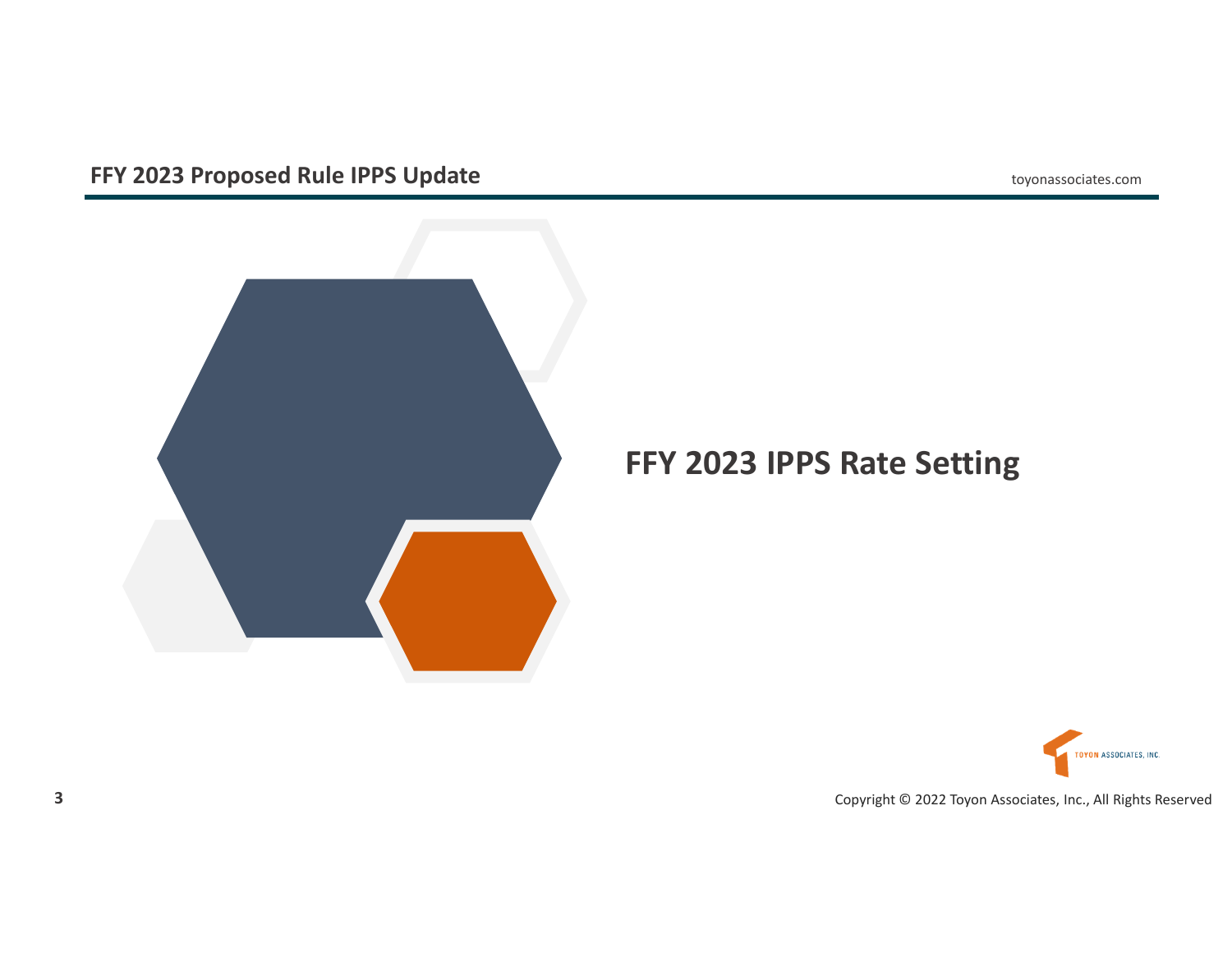# FFY 2023 IPPS Rate Setting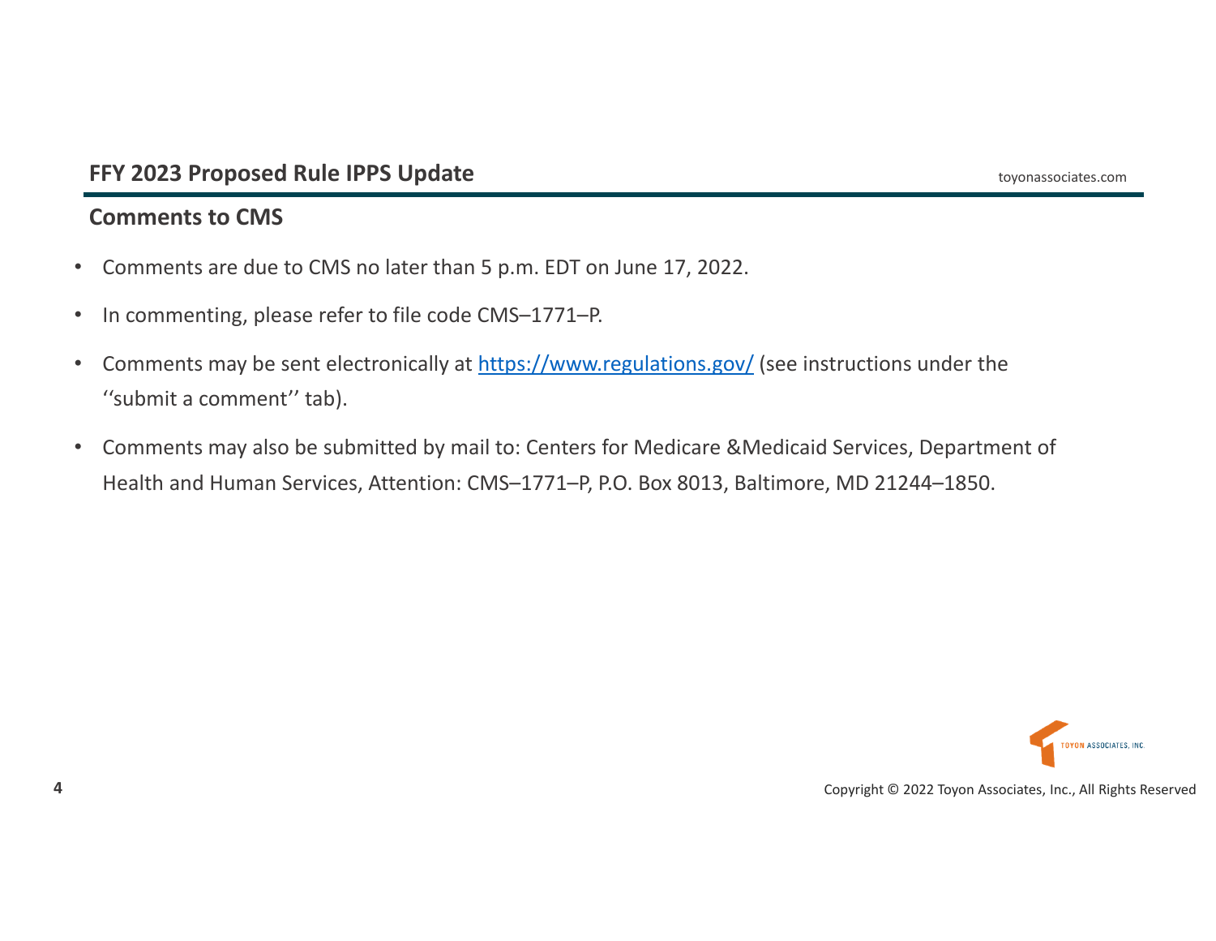## Comments to CMS

- Comments are due to CMS no later than 5 p.m. EDT on June 17, 2022.
- In commenting, please refer to file code CMS–1771–P.
- Comments may be sent electronically at [https://www.regulations.gov/](https://www.regulations.gov/) (see instructions under the ‘‘submit a comment’’ tab).
- Comments may also be submitted by mail to: Centers for Medicare &Medicaid Services, Department of Health and Human Services, Attention: CMS–1771–P, P.O. Box 8013, Baltimore, MD 21244–1850.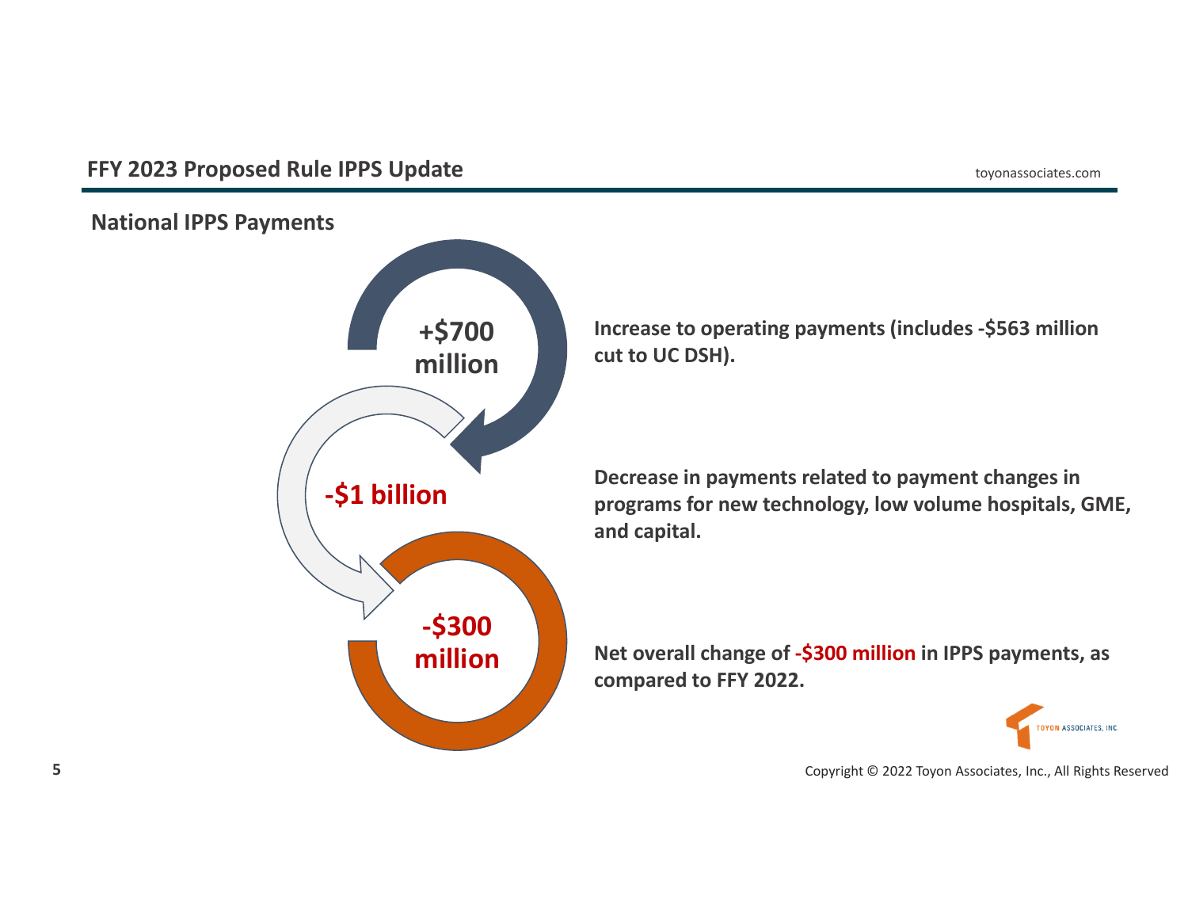## FFY 2023 Proposed Rule IPPS Update

### National IPPS Payments

**+$700 million**

**Increase to operating payments (includes -$563 million cut to UC DSH).**

**-$1 billion**

**Decrease in payments related to payment changes in programs for new technology, low volume hospitals, GME, and capital.**

**-$300 million**

**Net overall change of -$300 million in IPPS payments, as compared to FFY 2022.**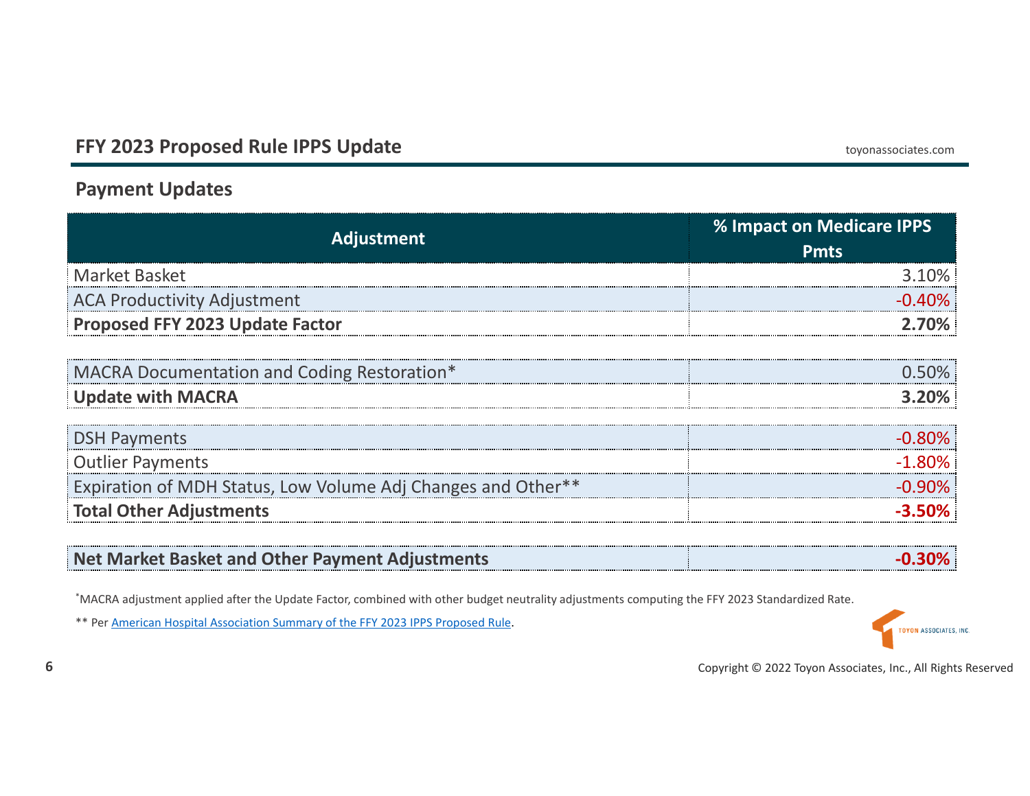## FFY 2023 Proposed Rule IPPS Update

### Payment Updates

| Adjustment | % Impact on Medicare IPPS Pmts |
|---|---:|
| Market Basket | 3.10% |
| ACA Productivity Adjustment | -0.40% |
| **Proposed FFY 2023 Update Factor** | **2.70%** |
| | |
| MACRA Documentation and Coding Restoration* | 0.50% |
| **Update with MACRA** | **3.20%** |
| | |
| DSH Payments | -0.80% |
| Outlier Payments | -1.80% |
| Expiration of MDH Status, Low Volume Adj Changes and Other** | -0.90% |
| **Total Other Adjustments** | **-3.50%** |
| | |
| **Net Market Basket and Other Payment Adjustments** | **-0.30%** |

*MACRA adjustment applied after the Update Factor, combined with other budget neutrality adjustments computing the FFY 2023 Standardized Rate.

** Per American Hospital Association Summary of the FFY 2023 IPPS Proposed Rule.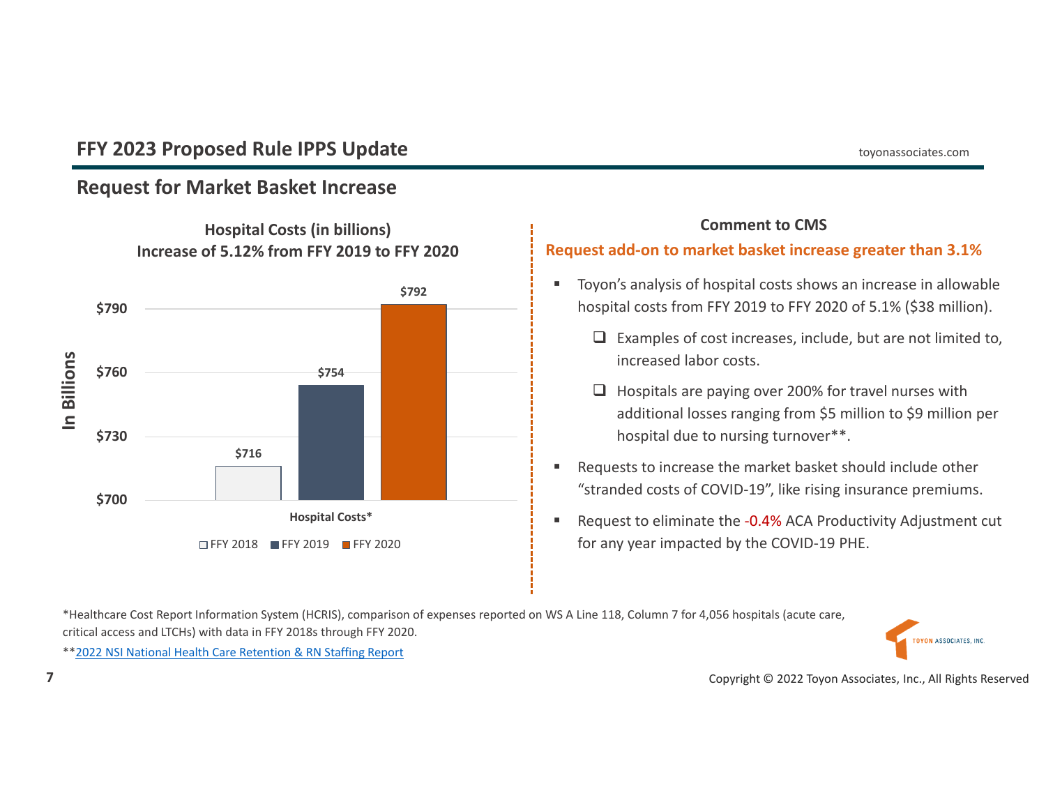## FFY 2023 Proposed Rule IPPS Update

toyonassociates.com

### Request for Market Basket Increase

**Hospital Costs (in billions)**
**Increase of 5.12% from FFY 2019 to FFY 2020**

| Hospital Costs* | In Billions |
| --- | --- |
| FFY 2018 | $716 |
| FFY 2019 | $754 |
| FFY 2020 | $792 |

**Comment to CMS**

**Request add-on to market basket increase greater than 3.1%**

- Toyon's analysis of hospital costs shows an increase in allowable hospital costs from FFY 2019 to FFY 2020 of 5.1% ($38 million).
  - Examples of cost increases, include, but are not limited to, increased labor costs.
  - Hospitals are paying over 200% for travel nurses with additional losses ranging from $5 million to $9 million per hospital due to nursing turnover**.
- Requests to increase the market basket should include other "stranded costs of COVID-19", like rising insurance premiums.
- Request to eliminate the -0.4% ACA Productivity Adjustment cut for any year impacted by the COVID-19 PHE.

*Healthcare Cost Report Information System (HCRIS), comparison of expenses reported on WS A Line 118, Column 7 for 4,056 hospitals (acute care, critical access and LTCHs) with data in FFY 2018s through FFY 2020.

**2022 NSI National Health Care Retention & RN Staffing Report

Copyright © 2022 Toyon Associates, Inc., All Rights Reserved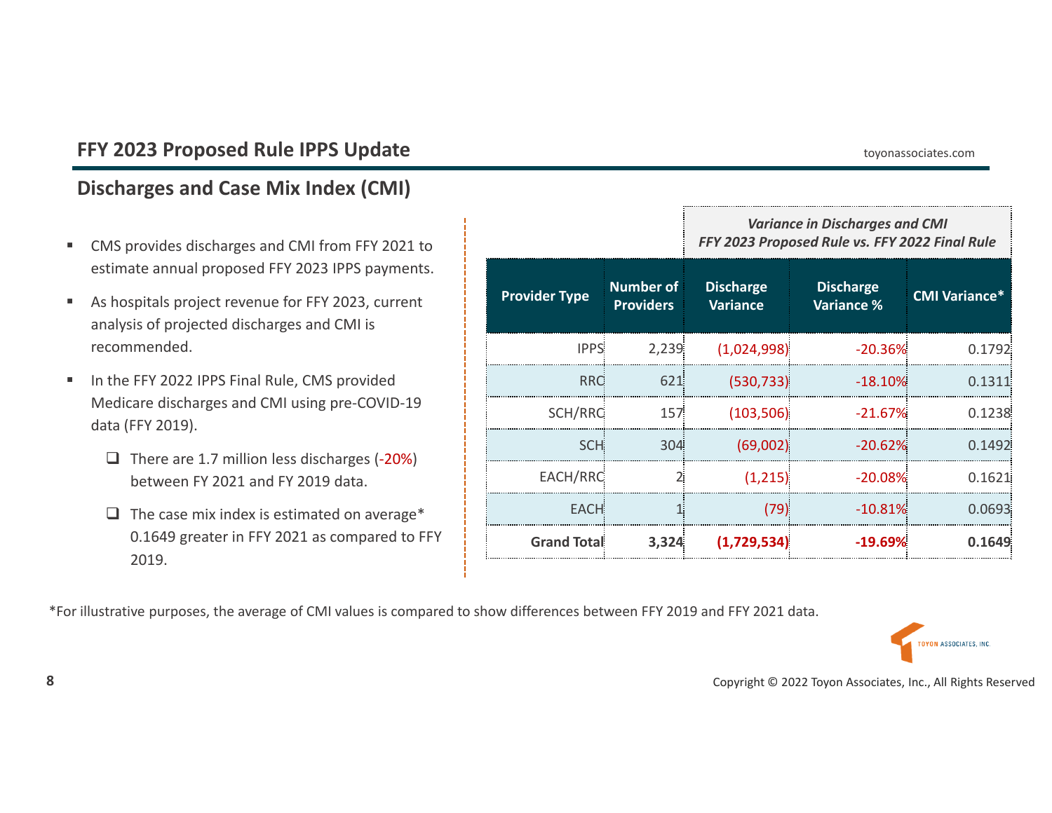## FFY 2023 Proposed Rule IPPS Update

### Discharges and Case Mix Index (CMI)

- CMS provides discharges and CMI from FFY 2021 to estimate annual proposed FFY 2023 IPPS payments.
- As hospitals project revenue for FFY 2023, current analysis of projected discharges and CMI is recommended.
- In the FFY 2022 IPPS Final Rule, CMS provided Medicare discharges and CMI using pre-COVID-19 data (FFY 2019).
  - There are 1.7 million less discharges (-20%) between FY 2021 and FY 2019 data.
  - The case mix index is estimated on average* 0.1649 greater in FFY 2021 as compared to FFY 2019.

| | | *Variance in Discharges and CMI FFY 2023 Proposed Rule vs. FFY 2022 Final Rule* | | |
|---|---|---|---|---|
| **Provider Type** | **Number of Providers** | **Discharge Variance** | **Discharge Variance %** | **CMI Variance*** |
| IPPS | 2,239 | (1,024,998) | -20.36% | 0.1792 |
| RRC | 621 | (530,733) | -18.10% | 0.1311 |
| SCH/RRC | 157 | (103,506) | -21.67% | 0.1238 |
| SCH | 304 | (69,002) | -20.62% | 0.1492 |
| EACH/RRC | 2 | (1,215) | -20.08% | 0.1621 |
| EACH | 1 | (79) | -10.81% | 0.0693 |
| **Grand Total** | **3,324** | **(1,729,534)** | **-19.69%** | **0.1649** |

*For illustrative purposes, the average of CMI values is compared to show differences between FFY 2019 and FFY 2021 data.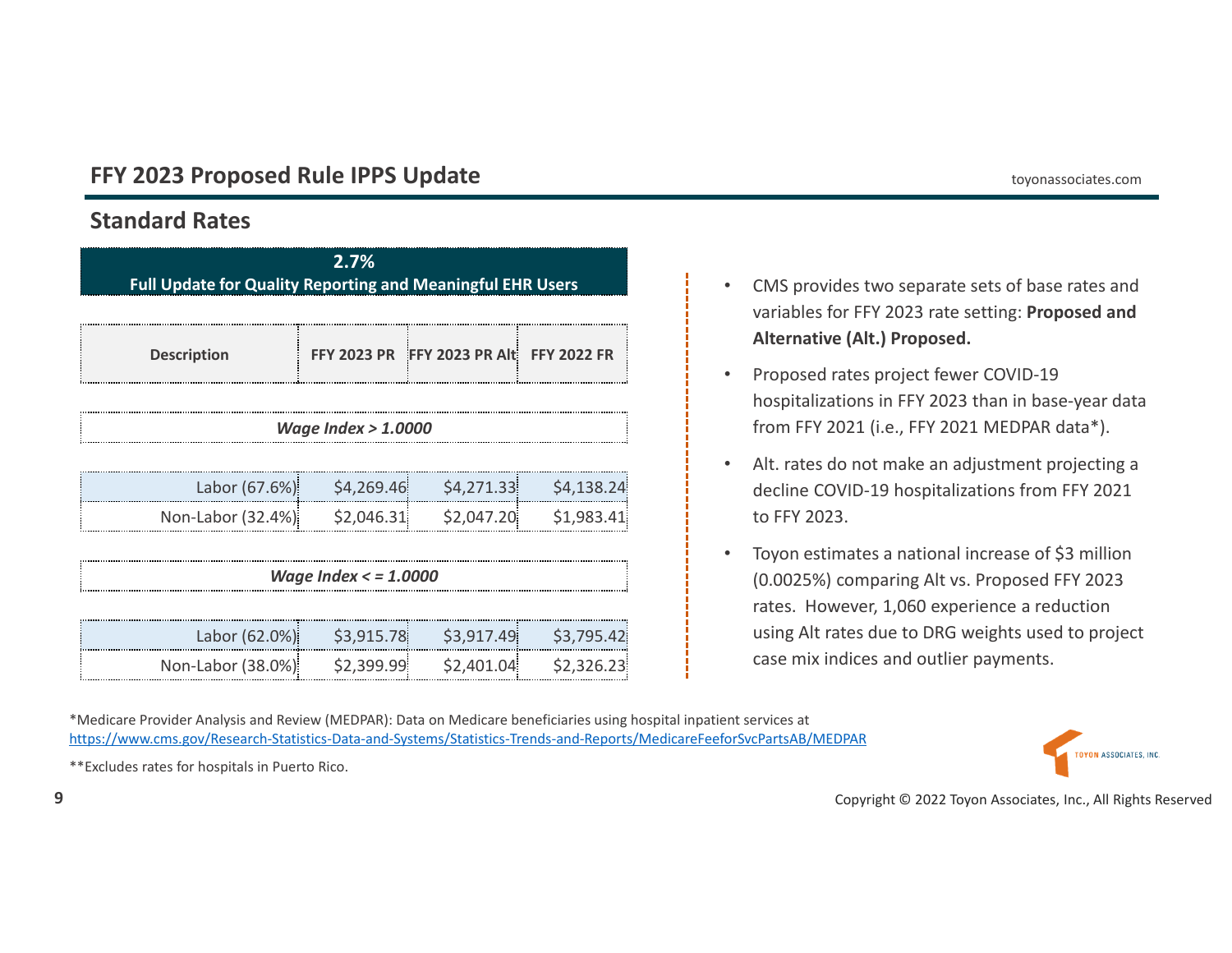# FFY 2023 Proposed Rule IPPS Update

## Standard Rates

**2.7%**
**Full Update for Quality Reporting and Meaningful EHR Users**

| Description | FFY 2023 PR | FFY 2023 PR Alt | FFY 2022 FR |
|---|---|---|---|
| ***Wage Index > 1.0000*** | | | |
| Labor (67.6%) | $4,269.46 | $4,271.33 | $4,138.24 |
| Non-Labor (32.4%) | $2,046.31 | $2,047.20 | $1,983.41 |
| ***Wage Index < = 1.0000*** | | | |
| Labor (62.0%) | $3,915.78 | $3,917.49 | $3,795.42 |
| Non-Labor (38.0%) | $2,399.99 | $2,401.04 | $2,326.23 |

- CMS provides two separate sets of base rates and variables for FFY 2023 rate setting: **Proposed and Alternative (Alt.) Proposed.**
- Proposed rates project fewer COVID-19 hospitalizations in FFY 2023 than in base-year data from FFY 2021 (i.e., FFY 2021 MEDPAR data*).
- Alt. rates do not make an adjustment projecting a decline COVID-19 hospitalizations from FFY 2021 to FFY 2023.
- Toyon estimates a national increase of $3 million (0.0025%) comparing Alt vs. Proposed FFY 2023 rates. However, 1,060 experience a reduction using Alt rates due to DRG weights used to project case mix indices and outlier payments.

*Medicare Provider Analysis and Review (MEDPAR): Data on Medicare beneficiaries using hospital inpatient services at https://www.cms.gov/Research-Statistics-Data-and-Systems/Statistics-Trends-and-Reports/MedicareFeeforSvcPartsAB/MEDPAR

**Excludes rates for hospitals in Puerto Rico.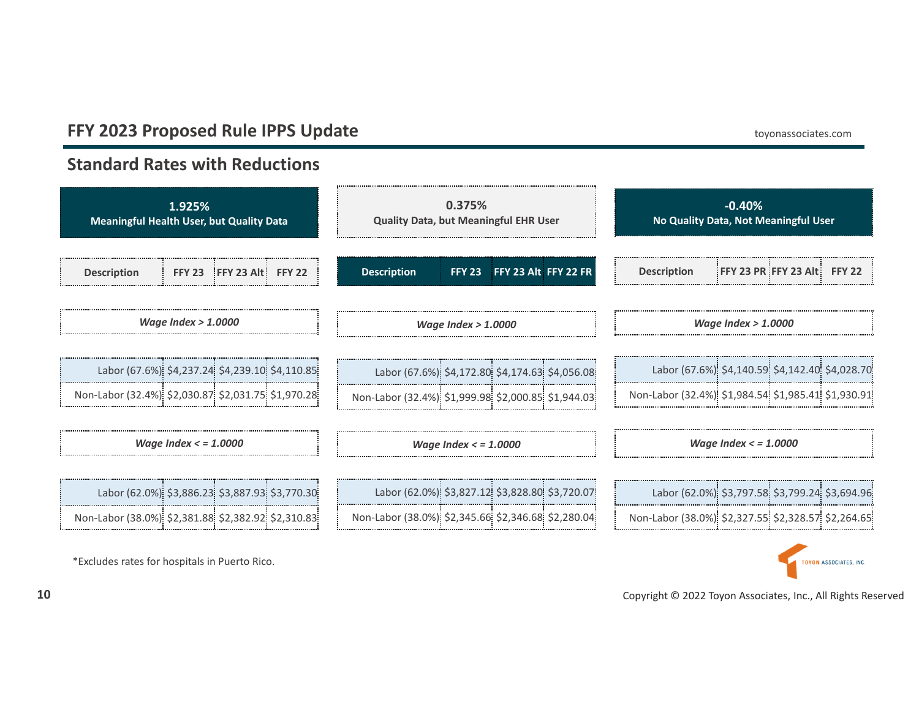## FFY 2023 Proposed Rule IPPS Update

### Standard Rates with Reductions

**1.925%**
**Meaningful Health User, but Quality Data**

| Description | FFY 23 | FFY 23 Alt | FFY 22 |
|---|---|---|---|
| *Wage Index > 1.0000* | | | |
| Labor (67.6%) | $4,237.24 | $4,239.10 | $4,110.85 |
| Non-Labor (32.4%) | $2,030.87 | $2,031.75 | $1,970.28 |
| *Wage Index < = 1.0000* | | | |
| Labor (62.0%) | $3,886.23 | $3,887.93 | $3,770.30 |
| Non-Labor (38.0%) | $2,381.88 | $2,382.92 | $2,310.83 |

**0.375%**
**Quality Data, but Meaningful EHR User**

| Description | FFY 23 | FFY 23 Alt | FFY 22 FR |
|---|---|---|---|
| *Wage Index > 1.0000* | | | |
| Labor (67.6%) | $4,172.80 | $4,174.63 | $4,056.08 |
| Non-Labor (32.4%) | $1,999.98 | $2,000.85 | $1,944.03 |
| *Wage Index < = 1.0000* | | | |
| Labor (62.0%) | $3,827.12 | $3,828.80 | $3,720.07 |
| Non-Labor (38.0%) | $2,345.66 | $2,346.68 | $2,280.04 |

**-0.40%**
**No Quality Data, Not Meaningful User**

| Description | FFY 23 PR | FFY 23 Alt | FFY 22 |
|---|---|---|---|
| *Wage Index > 1.0000* | | | |
| Labor (67.6%) | $4,140.59 | $4,142.40 | $4,028.70 |
| Non-Labor (32.4%) | $1,984.54 | $1,985.41 | $1,930.91 |
| *Wage Index < = 1.0000* | | | |
| Labor (62.0%) | $3,797.58 | $3,799.24 | $3,694.96 |
| Non-Labor (38.0%) | $2,327.55 | $2,328.57 | $2,264.65 |

*Excludes rates for hospitals in Puerto Rico.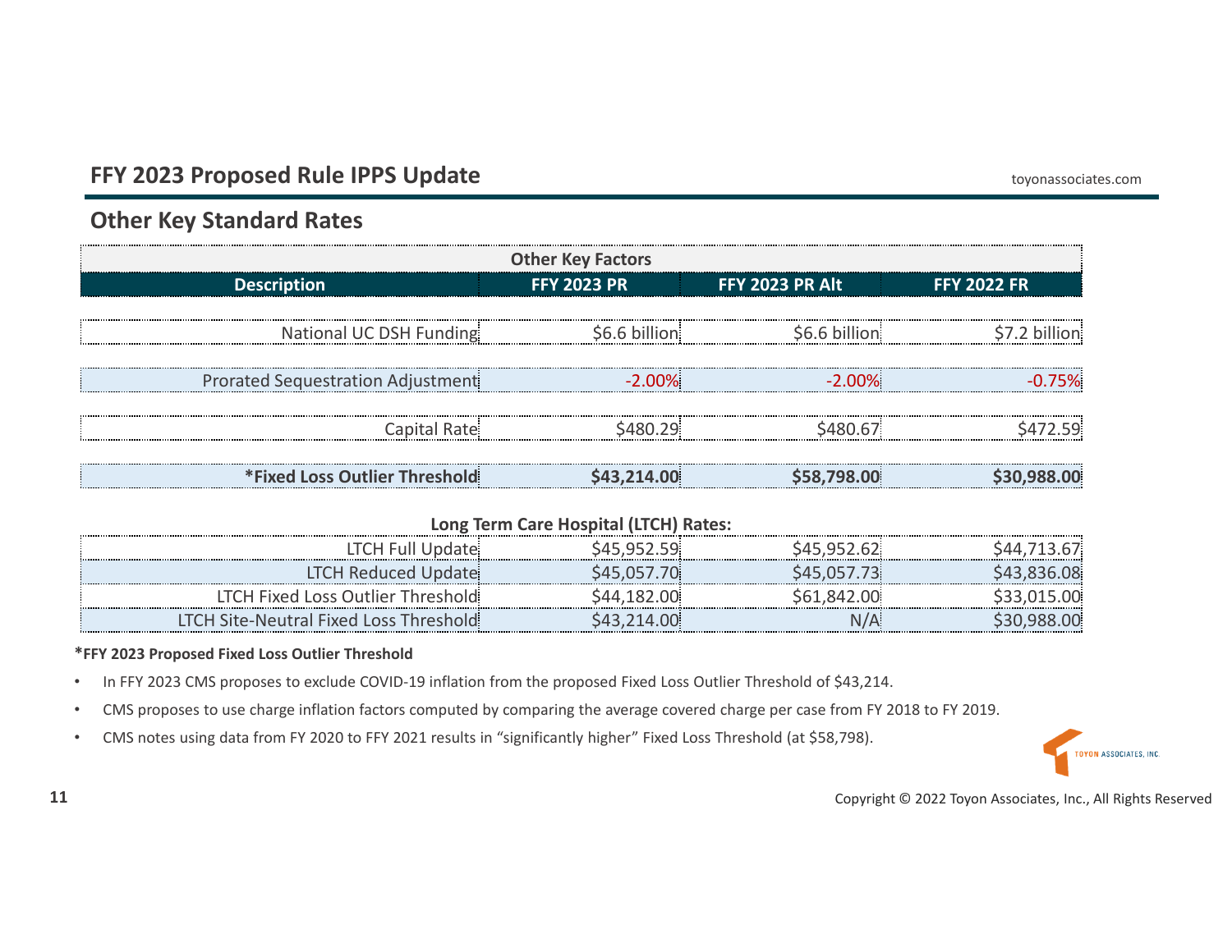# FFY 2023 Proposed Rule IPPS Update

## Other Key Standard Rates

| Other Key Factors | | | |
|---|---|---|---|
| **Description** | **FFY 2023 PR** | **FFY 2023 PR Alt** | **FFY 2022 FR** |
| National UC DSH Funding | $6.6 billion | $6.6 billion | $7.2 billion |
| Prorated Sequestration Adjustment | -2.00% | -2.00% | -0.75% |
| Capital Rate | $480.29 | $480.67 | $472.59 |
| **\*Fixed Loss Outlier Threshold** | **$43,214.00** | **$58,798.00** | **$30,988.00** |
| **Long Term Care Hospital (LTCH) Rates:** | | | |
| LTCH Full Update | $45,952.59 | $45,952.62 | $44,713.67 |
| LTCH Reduced Update | $45,057.70 | $45,057.73 | $43,836.08 |
| LTCH Fixed Loss Outlier Threshold | $44,182.00 | $61,842.00 | $33,015.00 |
| LTCH Site-Neutral Fixed Loss Threshold | $43,214.00 | N/A | $30,988.00 |

**\*FFY 2023 Proposed Fixed Loss Outlier Threshold**

- In FFY 2023 CMS proposes to exclude COVID-19 inflation from the proposed Fixed Loss Outlier Threshold of $43,214.
- CMS proposes to use charge inflation factors computed by comparing the average covered charge per case from FY 2018 to FY 2019.
- CMS notes using data from FY 2020 to FFY 2021 results in "significantly higher" Fixed Loss Threshold (at $58,798).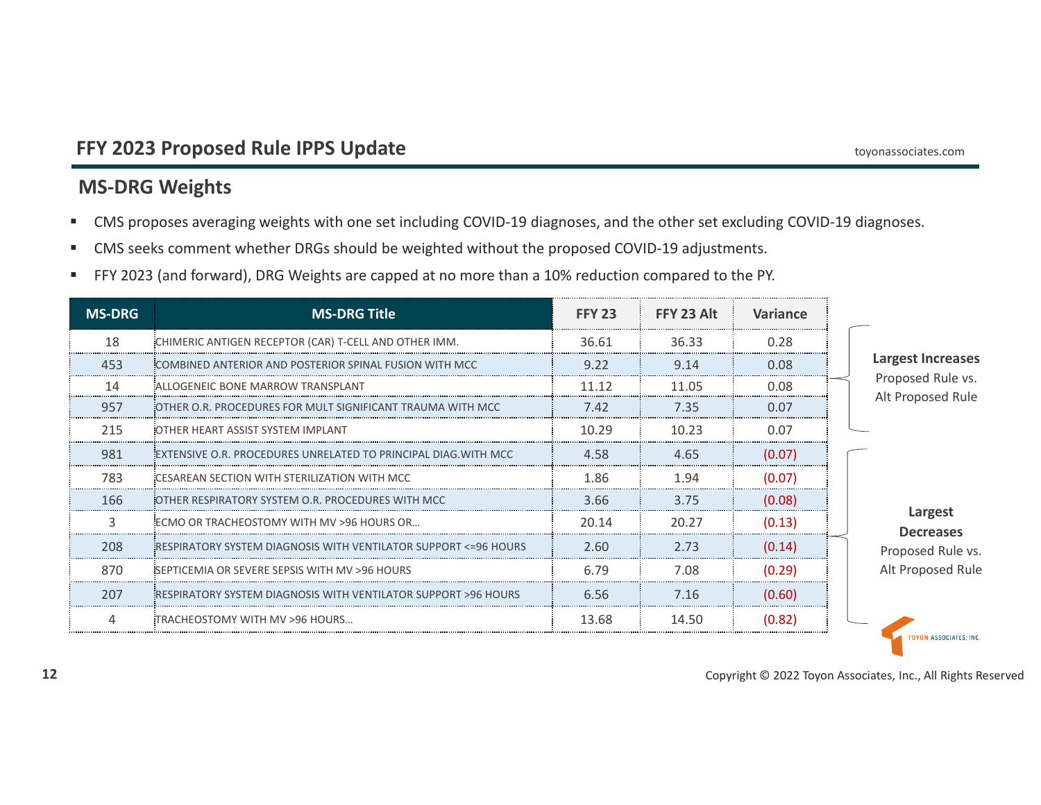## FFY 2023 Proposed Rule IPPS Update

## MS-DRG Weights

- CMS proposes averaging weights with one set including COVID-19 diagnoses, and the other set excluding COVID-19 diagnoses.
- CMS seeks comment whether DRGs should be weighted without the proposed COVID-19 adjustments.
- FFY 2023 (and forward), DRG Weights are capped at no more than a 10% reduction compared to the PY.

| MS-DRG | MS-DRG Title | FFY 23 | FFY 23 Alt | Variance |
|---|---|---|---|---|
| 18 | CHIMERIC ANTIGEN RECEPTOR (CAR) T-CELL AND OTHER IMM. | 36.61 | 36.33 | 0.28 |
| 453 | COMBINED ANTERIOR AND POSTERIOR SPINAL FUSION WITH MCC | 9.22 | 9.14 | 0.08 |
| 14 | ALLOGENEIC BONE MARROW TRANSPLANT | 11.12 | 11.05 | 0.08 |
| 957 | OTHER O.R. PROCEDURES FOR MULT SIGNIFICANT TRAUMA WITH MCC | 7.42 | 7.35 | 0.07 |
| 215 | OTHER HEART ASSIST SYSTEM IMPLANT | 10.29 | 10.23 | 0.07 |
| 981 | EXTENSIVE O.R. PROCEDURES UNRELATED TO PRINCIPAL DIAG.WITH MCC | 4.58 | 4.65 | (0.07) |
| 783 | CESAREAN SECTION WITH STERILIZATION WITH MCC | 1.86 | 1.94 | (0.07) |
| 166 | OTHER RESPIRATORY SYSTEM O.R. PROCEDURES WITH MCC | 3.66 | 3.75 | (0.08) |
| 3 | ECMO OR TRACHEOSTOMY WITH MV >96 HOURS OR… | 20.14 | 20.27 | (0.13) |
| 208 | RESPIRATORY SYSTEM DIAGNOSIS WITH VENTILATOR SUPPORT <=96 HOURS | 2.60 | 2.73 | (0.14) |
| 870 | SEPTICEMIA OR SEVERE SEPSIS WITH MV >96 HOURS | 6.79 | 7.08 | (0.29) |
| 207 | RESPIRATORY SYSTEM DIAGNOSIS WITH VENTILATOR SUPPORT >96 HOURS | 6.56 | 7.16 | (0.60) |
| 4 | TRACHEOSTOMY WITH MV >96 HOURS… | 13.68 | 14.50 | (0.82) |

**Largest Increases** Proposed Rule vs. Alt Proposed Rule (MS-DRGs 18, 453, 14, 957, 215)

**Largest Decreases** Proposed Rule vs. Alt Proposed Rule (MS-DRGs 981, 783, 166, 3, 208, 870, 207, 4)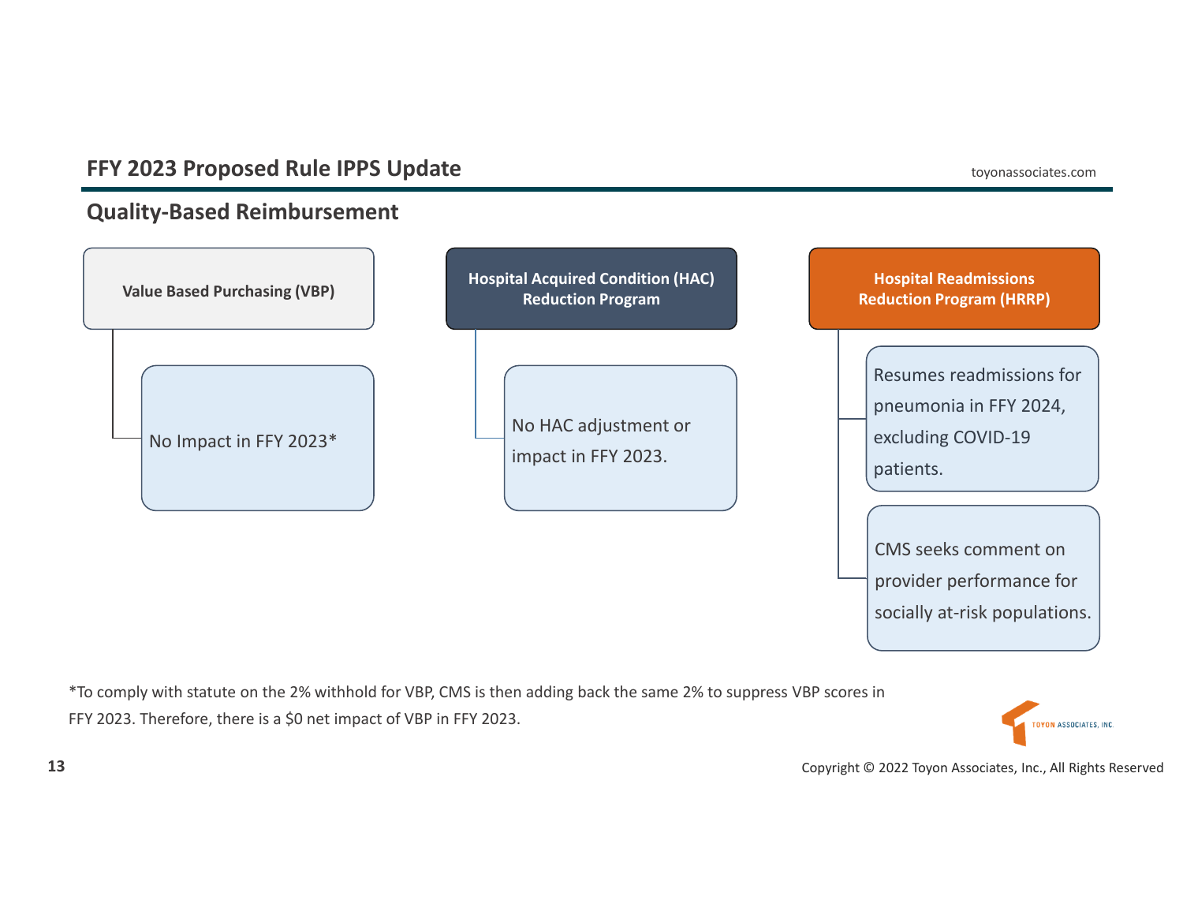# FFY 2023 Proposed Rule IPPS Update

## Quality-Based Reimbursement

### Value Based Purchasing (VBP)

- No Impact in FFY 2023*

### Hospital Acquired Condition (HAC) Reduction Program

- No HAC adjustment or impact in FFY 2023.

### Hospital Readmissions Reduction Program (HRRP)

- Resumes readmissions for pneumonia in FFY 2024, excluding COVID-19 patients.
- CMS seeks comment on provider performance for socially at-risk populations.

*To comply with statute on the 2% withhold for VBP, CMS is then adding back the same 2% to suppress VBP scores in FFY 2023. Therefore, there is a $0 net impact of VBP in FFY 2023.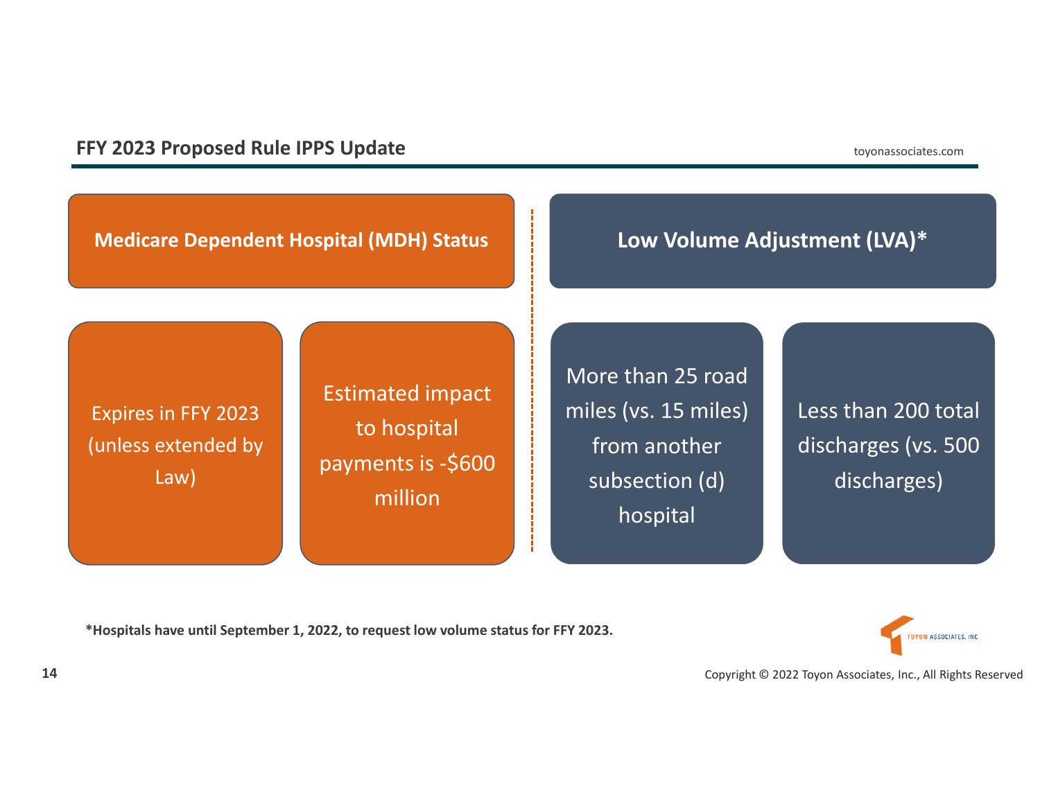## FFY 2023 Proposed Rule IPPS Update

### Medicare Dependent Hospital (MDH) Status

- Expires in FFY 2023 (unless extended by Law)
- Estimated impact to hospital payments is -$600 million

### Low Volume Adjustment (LVA)*

- More than 25 road miles (vs. 15 miles) from another subsection (d) hospital
- Less than 200 total discharges (vs. 500 discharges)

**\*Hospitals have until September 1, 2022, to request low volume status for FFY 2023.**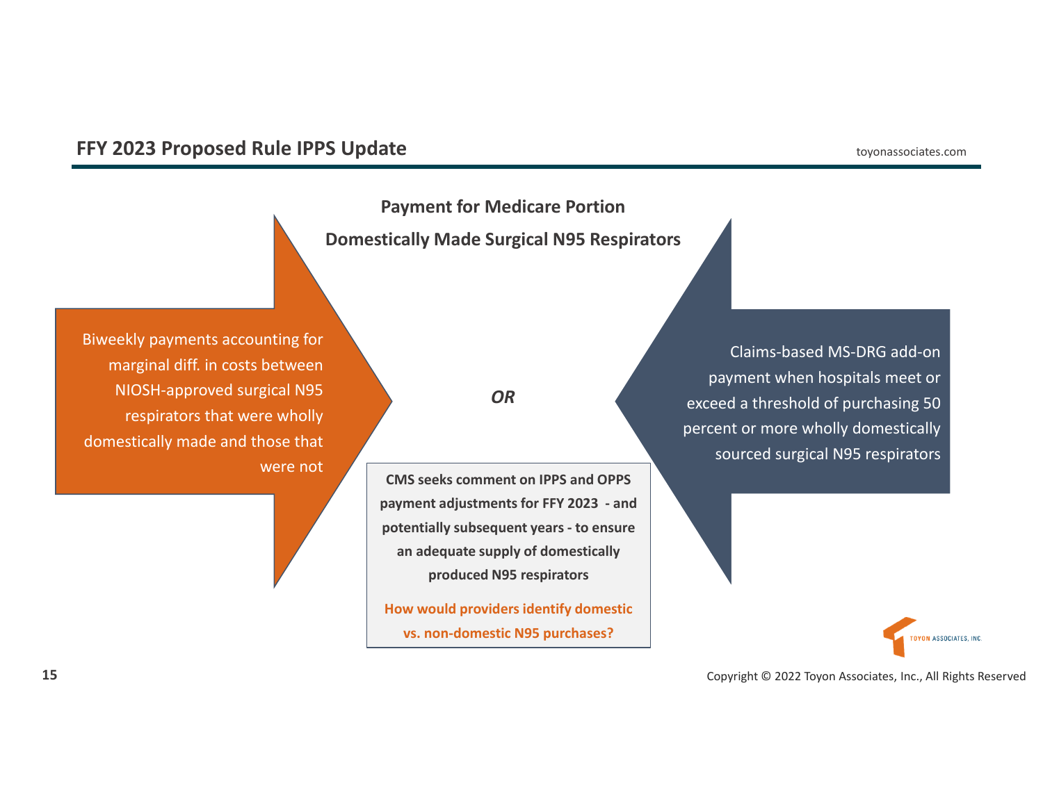## FFY 2023 Proposed Rule IPPS Update

**Payment for Medicare Portion**

**Domestically Made Surgical N95 Respirators**

Biweekly payments accounting for marginal diff. in costs between NIOSH-approved surgical N95 respirators that were wholly domestically made and those that were not

***OR***

Claims-based MS-DRG add-on payment when hospitals meet or exceed a threshold of purchasing 50 percent or more wholly domestically sourced surgical N95 respirators

**CMS seeks comment on IPPS and OPPS payment adjustments for FFY 2023 - and potentially subsequent years - to ensure an adequate supply of domestically produced N95 respirators**

**How would providers identify domestic vs. non-domestic N95 purchases?**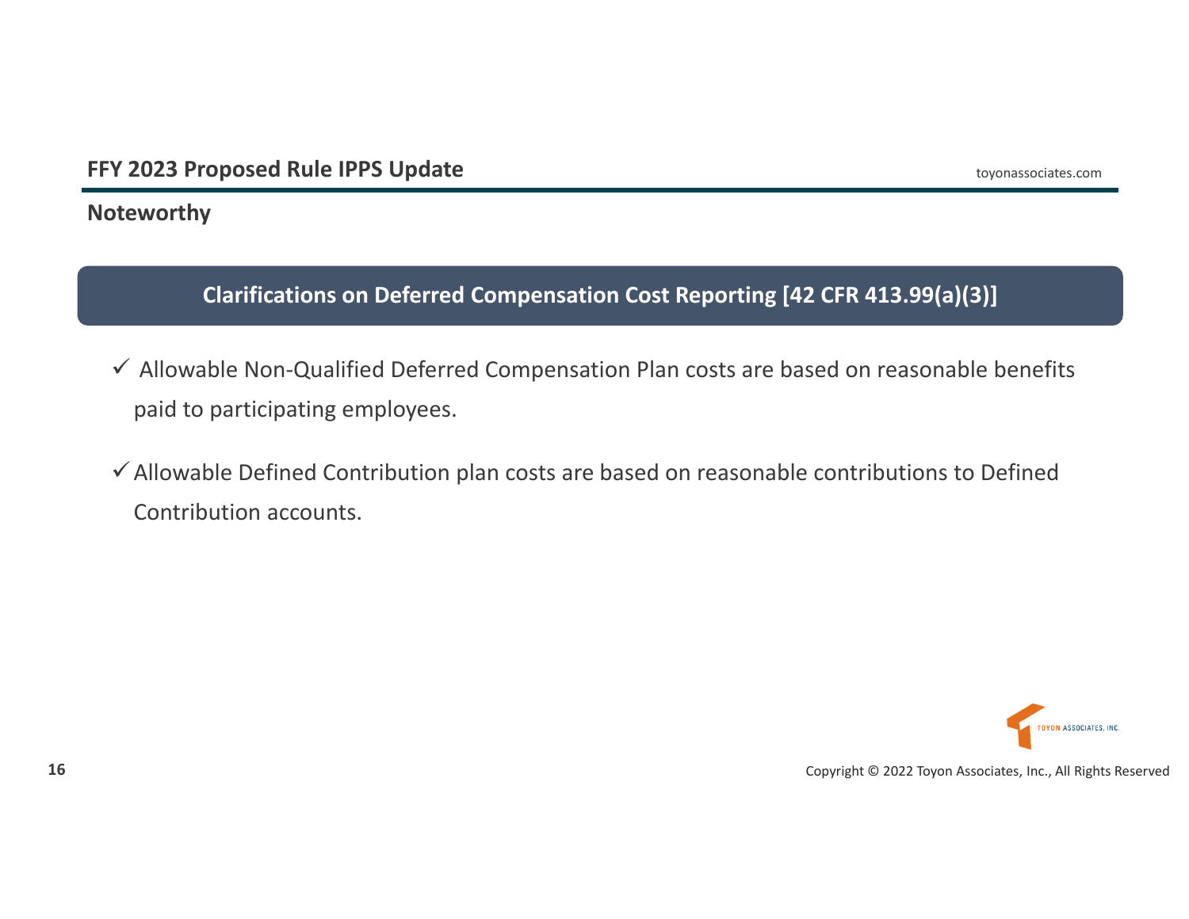## Noteworthy

### Clarifications on Deferred Compensation Cost Reporting [42 CFR 413.99(a)(3)]

- ✓ Allowable Non-Qualified Deferred Compensation Plan costs are based on reasonable benefits paid to participating employees.
- ✓ Allowable Defined Contribution plan costs are based on reasonable contributions to Defined Contribution accounts.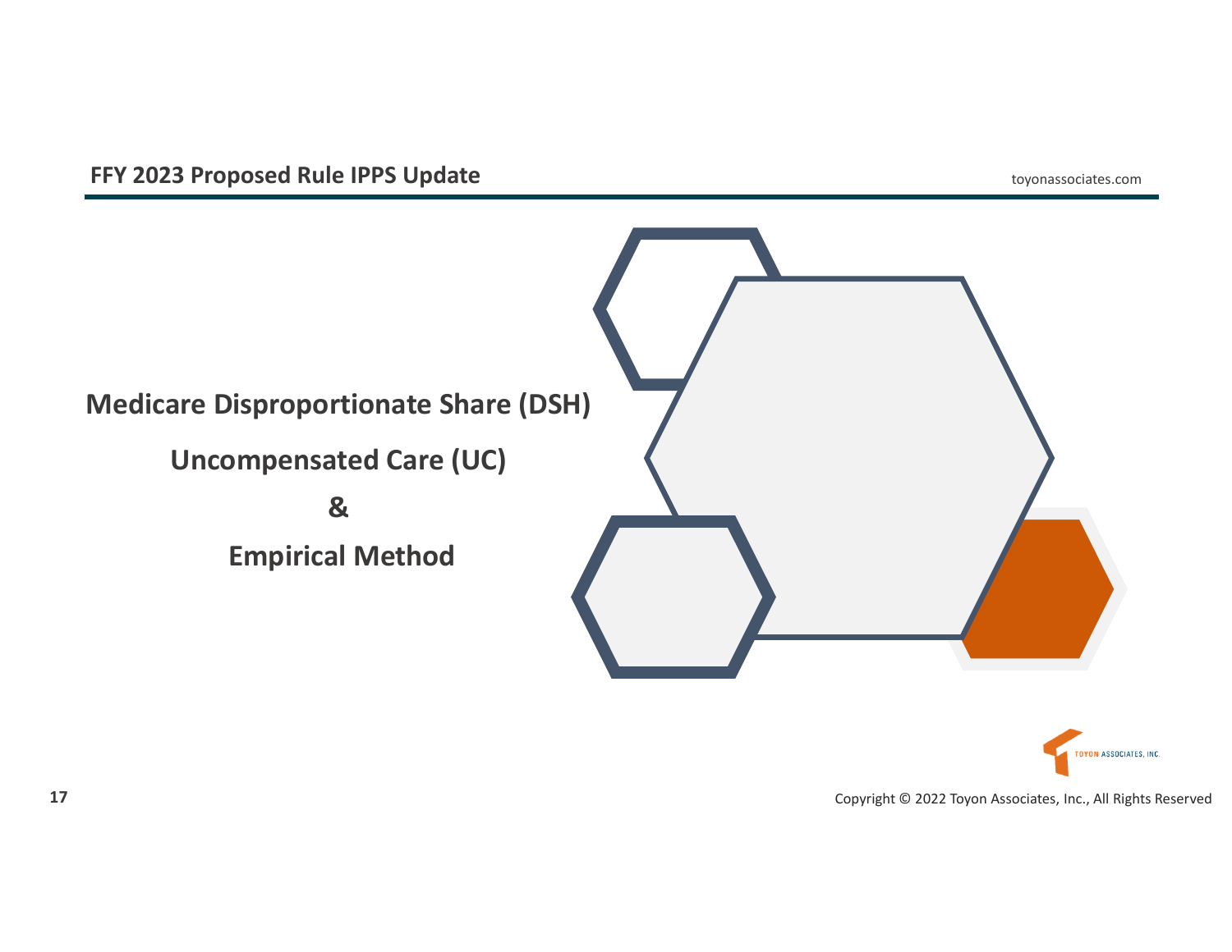# Medicare Disproportionate Share (DSH)

## Uncompensated Care (UC)

## &

## Empirical Method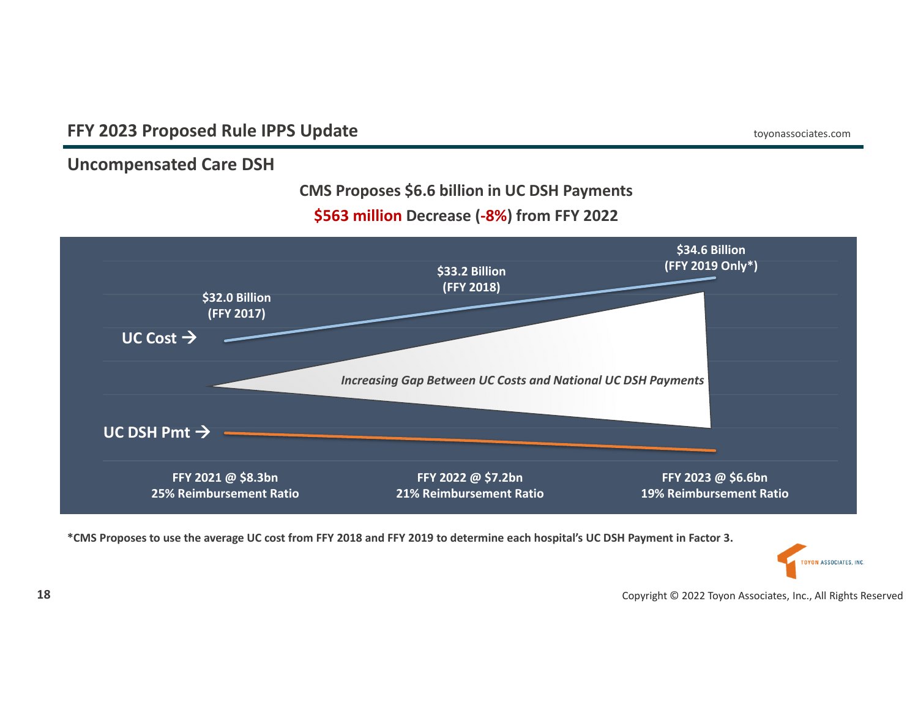## Uncompensated Care DSH

**CMS Proposes $6.6 billion in UC DSH Payments**

**$563 million Decrease (-8%) from FFY 2022**

UC Cost →

- $32.0 Billion (FFY 2017)
- $33.2 Billion (FFY 2018)
- $34.6 Billion (FFY 2019 Only*)

*Increasing Gap Between UC Costs and National UC DSH Payments*

UC DSH Pmt →

- FFY 2021 @ $8.3bn — 25% Reimbursement Ratio
- FFY 2022 @ $7.2bn — 21% Reimbursement Ratio
- FFY 2023 @ $6.6bn — 19% Reimbursement Ratio

**\*CMS Proposes to use the average UC cost from FFY 2018 and FFY 2019 to determine each hospital's UC DSH Payment in Factor 3.**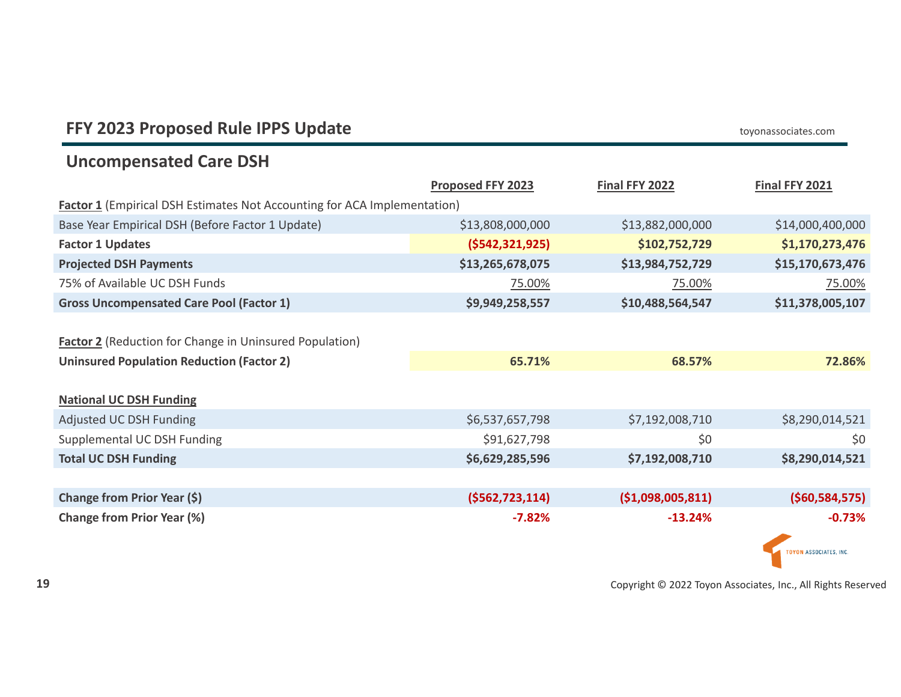## FFY 2023 Proposed Rule IPPS Update

### Uncompensated Care DSH

| | Proposed FFY 2023 | Final FFY 2022 | Final FFY 2021 |
|---|---|---|---|
| **Factor 1** (Empirical DSH Estimates Not Accounting for ACA Implementation) | | | |
| Base Year Empirical DSH (Before Factor 1 Update) | $13,808,000,000 | $13,882,000,000 | $14,000,400,000 |
| **Factor 1 Updates** | **($542,321,925)** | **$102,752,729** | **$1,170,273,476** |
| **Projected DSH Payments** | **$13,265,678,075** | **$13,984,752,729** | **$15,170,673,476** |
| 75% of Available UC DSH Funds | 75.00% | 75.00% | 75.00% |
| **Gross Uncompensated Care Pool (Factor 1)** | **$9,949,258,557** | **$10,488,564,547** | **$11,378,005,107** |
| | | | |
| **Factor 2** (Reduction for Change in Uninsured Population) | | | |
| **Uninsured Population Reduction (Factor 2)** | **65.71%** | **68.57%** | **72.86%** |
| | | | |
| **National UC DSH Funding** | | | |
| Adjusted UC DSH Funding | $6,537,657,798 | $7,192,008,710 | $8,290,014,521 |
| Supplemental UC DSH Funding | $91,627,798 | $0 | $0 |
| **Total UC DSH Funding** | **$6,629,285,596** | **$7,192,008,710** | **$8,290,014,521** |
| | | | |
| **Change from Prior Year ($)** | **($562,723,114)** | **($1,098,005,811)** | **($60,584,575)** |
| **Change from Prior Year (%)** | **-7.82%** | **-13.24%** | **-0.73%** |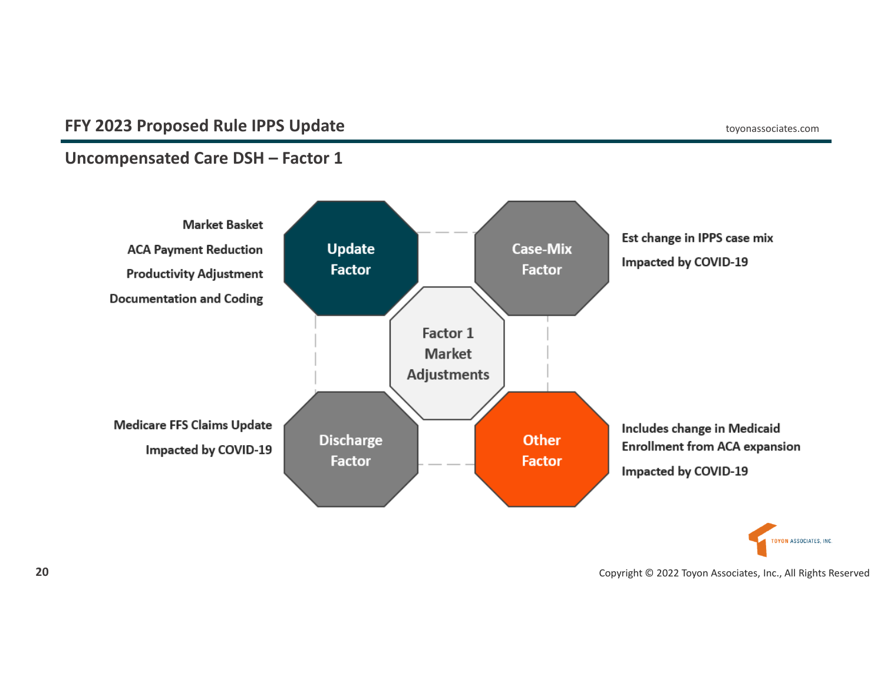## Uncompensated Care DSH – Factor 1

**Factor 1 Market Adjustments**

**Update Factor**

- Market Basket
- ACA Payment Reduction
- Productivity Adjustment
- Documentation and Coding

**Case-Mix Factor**

- Est change in IPPS case mix
- Impacted by COVID-19

**Discharge Factor**

- Medicare FFS Claims Update
- Impacted by COVID-19

**Other Factor**

- Includes change in Medicaid Enrollment from ACA expansion
- Impacted by COVID-19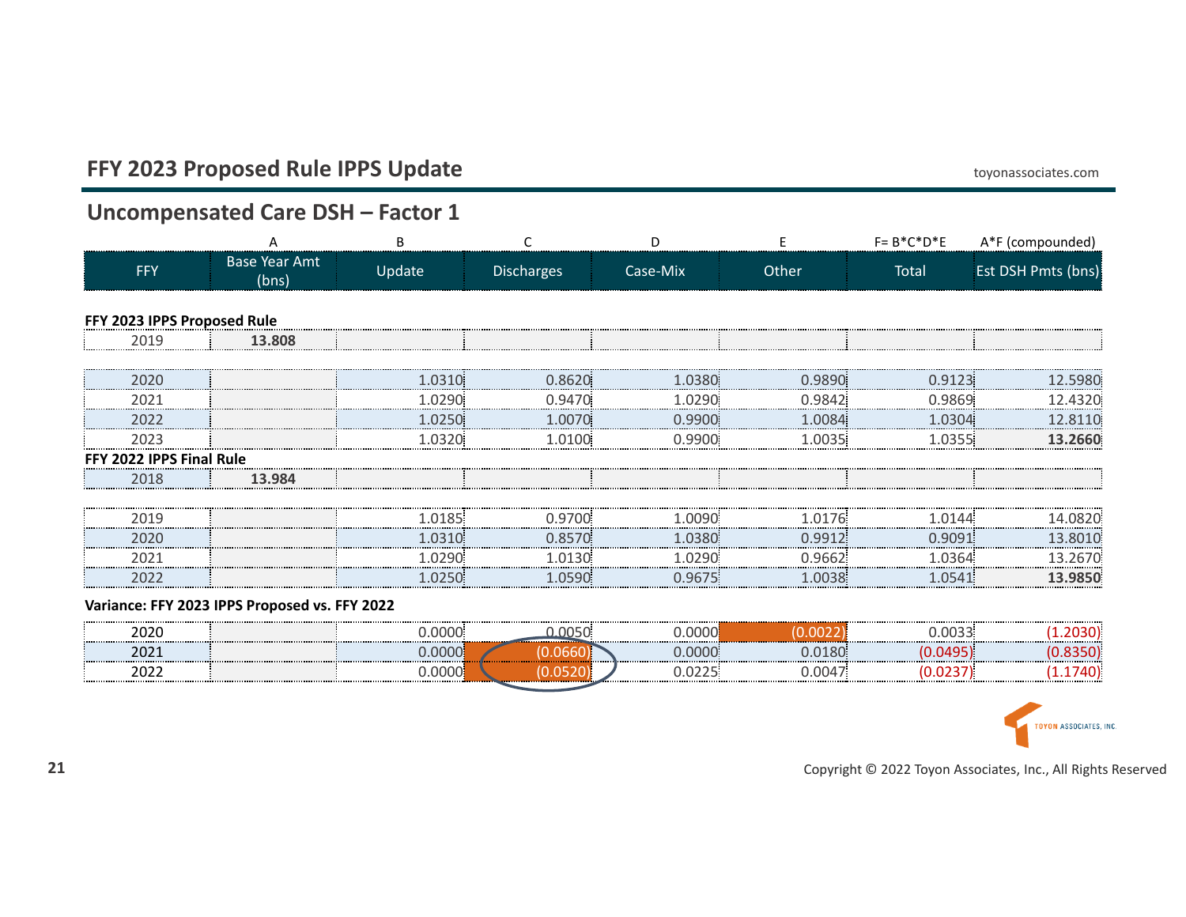## FFY 2023 Proposed Rule IPPS Update

### Uncompensated Care DSH – Factor 1

| | A | B | C | D | E | F= B*C*D*E | A*F (compounded) |
|---|---|---|---|---|---|---|---|
| FFY | Base Year Amt (bns) | Update | Discharges | Case-Mix | Other | Total | Est DSH Pmts (bns) |
| **FFY 2023 IPPS Proposed Rule** | | | | | | | |
| 2019 | **13.808** | | | | | | |
| 2020 | | 1.0310 | 0.8620 | 1.0380 | 0.9890 | 0.9123 | 12.5980 |
| 2021 | | 1.0290 | 0.9470 | 1.0290 | 0.9842 | 0.9869 | 12.4320 |
| 2022 | | 1.0250 | 1.0070 | 0.9900 | 1.0084 | 1.0304 | 12.8110 |
| 2023 | | 1.0320 | 1.0100 | 0.9900 | 1.0035 | 1.0355 | **13.2660** |
| **FFY 2022 IPPS Final Rule** | | | | | | | |
| 2018 | **13.984** | | | | | | |
| 2019 | | 1.0185 | 0.9700 | 1.0090 | 1.0176 | 1.0144 | 14.0820 |
| 2020 | | 1.0310 | 0.8570 | 1.0380 | 0.9912 | 0.9091 | 13.8010 |
| 2021 | | 1.0290 | 1.0130 | 1.0290 | 0.9662 | 1.0364 | 13.2670 |
| 2022 | | 1.0250 | 1.0590 | 0.9675 | 1.0038 | 1.0541 | **13.9850** |
| **Variance: FFY 2023 IPPS Proposed vs. FFY 2022** | | | | | | | |
| 2020 | | 0.0000 | 0.0050 | 0.0000 | (0.0022) | 0.0033 | (1.2030) |
| 2021 | | 0.0000 | (0.0660) | 0.0000 | 0.0180 | (0.0495) | (0.8350) |
| 2022 | | 0.0000 | (0.0520) | 0.0225 | 0.0047 | (0.0237) | (1.1740) |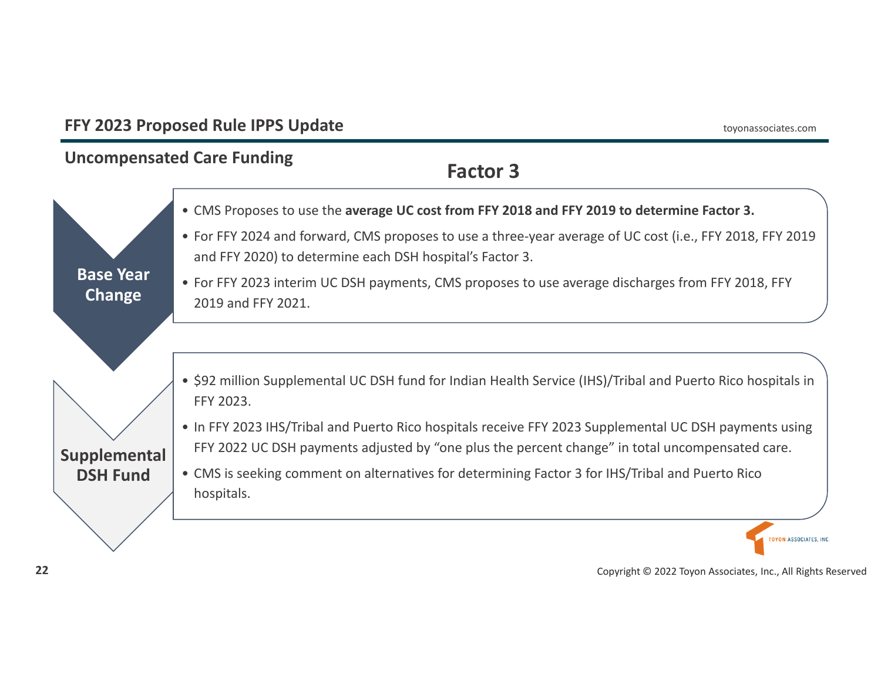## Uncompensated Care Funding

### Factor 3

**Base Year Change**

- CMS Proposes to use the **average UC cost from FFY 2018 and FFY 2019 to determine Factor 3.**
- For FFY 2024 and forward, CMS proposes to use a three-year average of UC cost (i.e., FFY 2018, FFY 2019 and FFY 2020) to determine each DSH hospital's Factor 3.
- For FFY 2023 interim UC DSH payments, CMS proposes to use average discharges from FFY 2018, FFY 2019 and FFY 2021.

**Supplemental DSH Fund**

- $92 million Supplemental UC DSH fund for Indian Health Service (IHS)/Tribal and Puerto Rico hospitals in FFY 2023.
- In FFY 2023 IHS/Tribal and Puerto Rico hospitals receive FFY 2023 Supplemental UC DSH payments using FFY 2022 UC DSH payments adjusted by "one plus the percent change" in total uncompensated care.
- CMS is seeking comment on alternatives for determining Factor 3 for IHS/Tribal and Puerto Rico hospitals.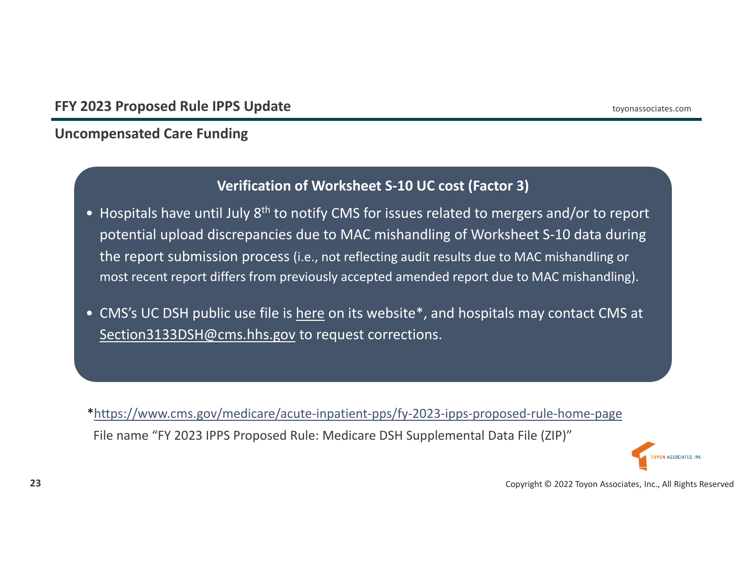## Uncompensated Care Funding

### Verification of Worksheet S-10 UC cost (Factor 3)

- Hospitals have until July 8th to notify CMS for issues related to mergers and/or to report potential upload discrepancies due to MAC mishandling of Worksheet S-10 data during the report submission process (i.e., not reflecting audit results due to MAC mishandling or most recent report differs from previously accepted amended report due to MAC mishandling).
- CMS's UC DSH public use file is here on its website*, and hospitals may contact CMS at Section3133DSH@cms.hhs.gov to request corrections.

*https://www.cms.gov/medicare/acute-inpatient-pps/fy-2023-ipps-proposed-rule-home-page
File name "FY 2023 IPPS Proposed Rule: Medicare DSH Supplemental Data File (ZIP)"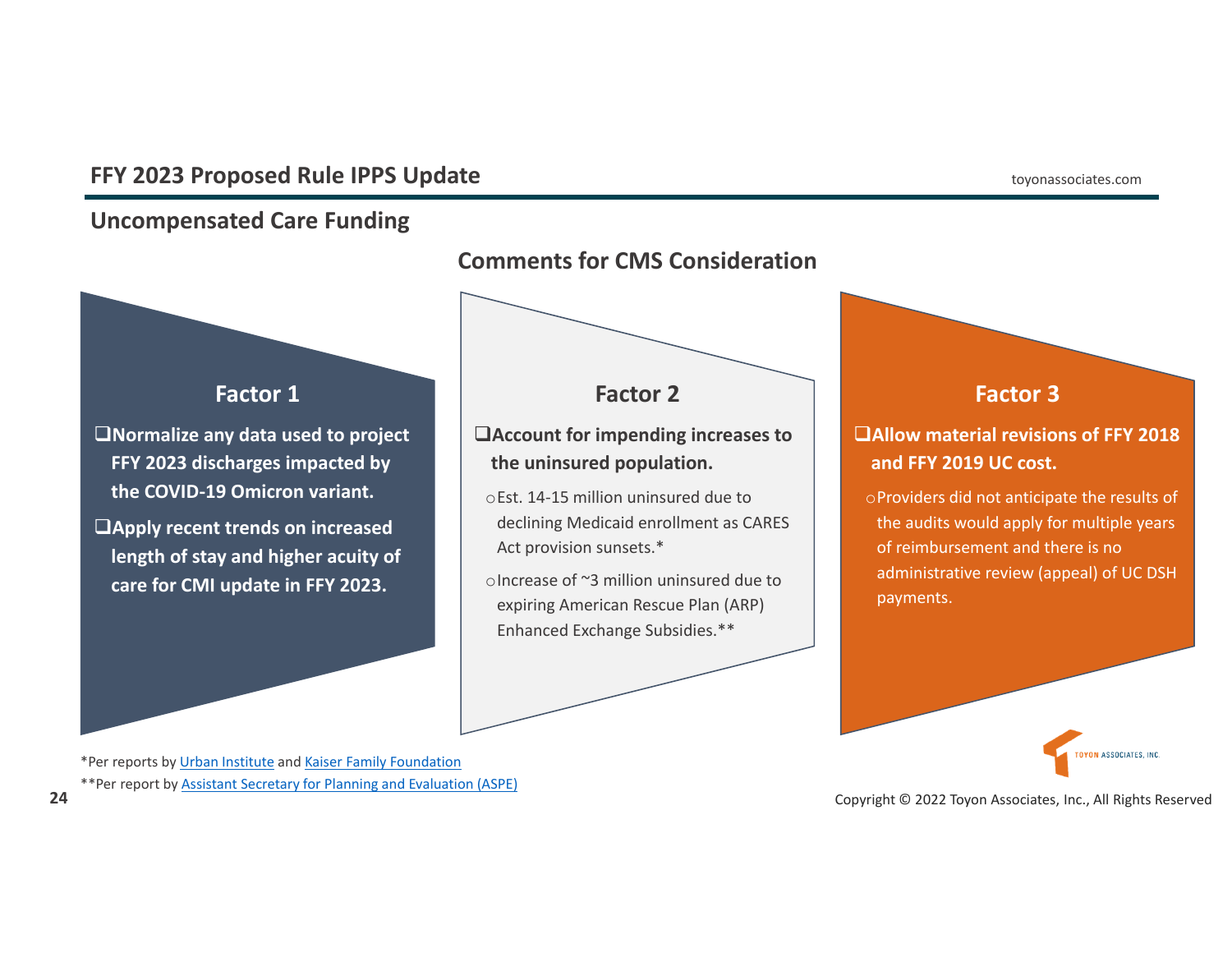# FFY 2023 Proposed Rule IPPS Update

## Uncompensated Care Funding

### Comments for CMS Consideration

### Factor 1

- **Normalize any data used to project FFY 2023 discharges impacted by the COVID-19 Omicron variant.**
- **Apply recent trends on increased length of stay and higher acuity of care for CMI update in FFY 2023.**

### Factor 2

- **Account for impending increases to the uninsured population.**
  - Est. 14-15 million uninsured due to declining Medicaid enrollment as CARES Act provision sunsets.*
  - Increase of ~3 million uninsured due to expiring American Rescue Plan (ARP) Enhanced Exchange Subsidies.**

### Factor 3

- **Allow material revisions of FFY 2018 and FFY 2019 UC cost.**
  - Providers did not anticipate the results of the audits would apply for multiple years of reimbursement and there is no administrative review (appeal) of UC DSH payments.

*Per reports by Urban Institute and Kaiser Family Foundation

**Per report by Assistant Secretary for Planning and Evaluation (ASPE)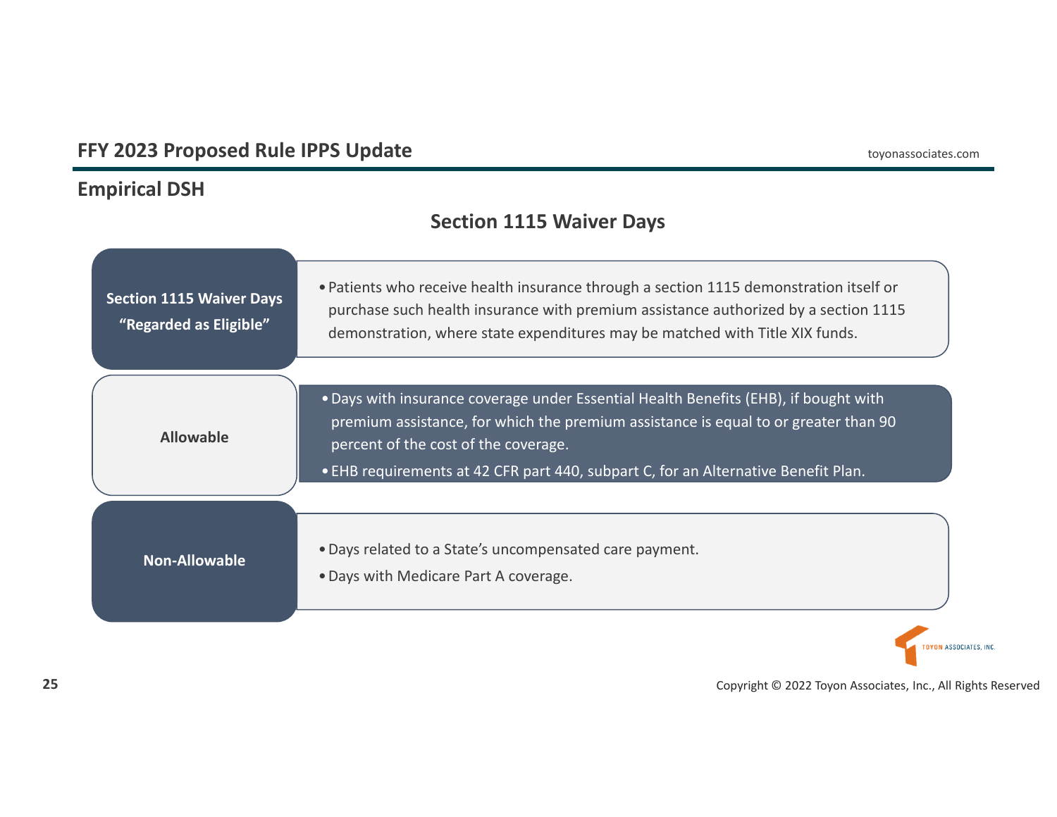## Empirical DSH

### Section 1115 Waiver Days

| | |
|---|---|
| **Section 1115 Waiver Days "Regarded as Eligible"** | • Patients who receive health insurance through a section 1115 demonstration itself or purchase such health insurance with premium assistance authorized by a section 1115 demonstration, where state expenditures may be matched with Title XIX funds. |
| **Allowable** | • Days with insurance coverage under Essential Health Benefits (EHB), if bought with premium assistance, for which the premium assistance is equal to or greater than 90 percent of the cost of the coverage.<br>• EHB requirements at 42 CFR part 440, subpart C, for an Alternative Benefit Plan. |
| **Non-Allowable** | • Days related to a State's uncompensated care payment.<br>• Days with Medicare Part A coverage. |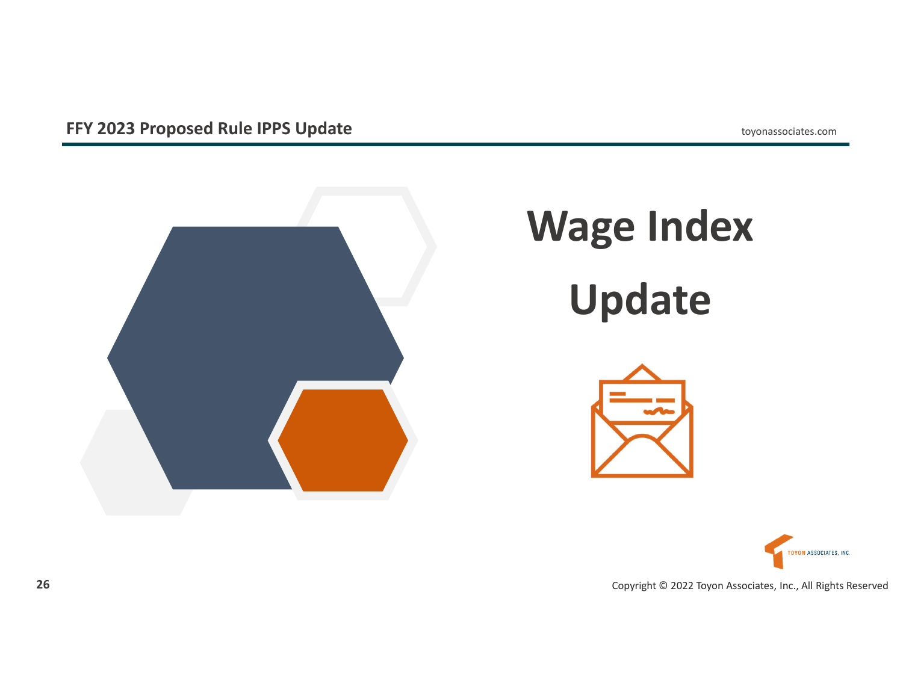# Wage Index Update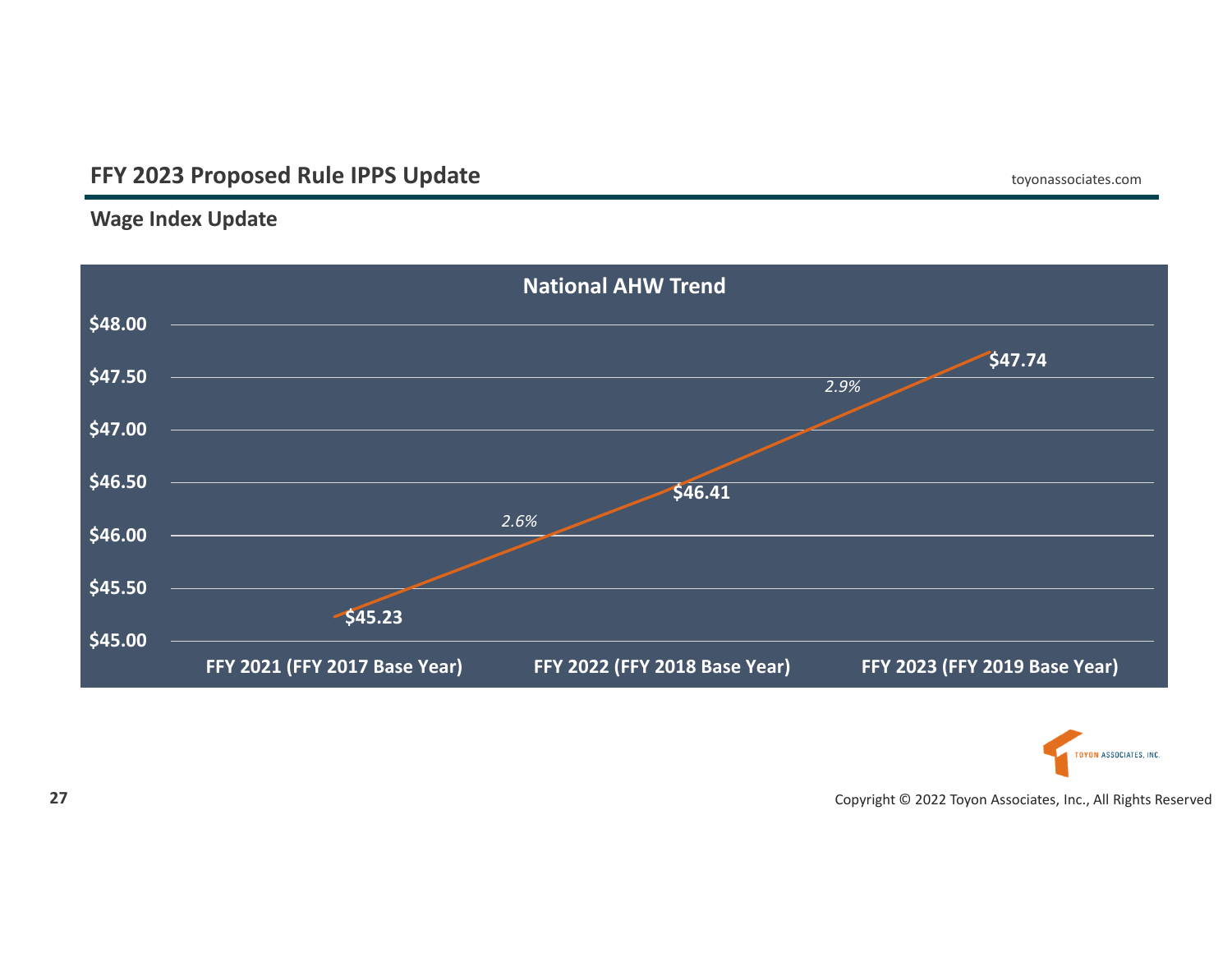## FFY 2023 Proposed Rule IPPS Update

### Wage Index Update

**National AHW Trend**

| Period | National AHW | Change |
|---|---|---|
| FFY 2021 (FFY 2017 Base Year) | $45.23 | |
| FFY 2022 (FFY 2018 Base Year) | $46.41 | 2.6% |
| FFY 2023 (FFY 2019 Base Year) | $47.74 | 2.9% |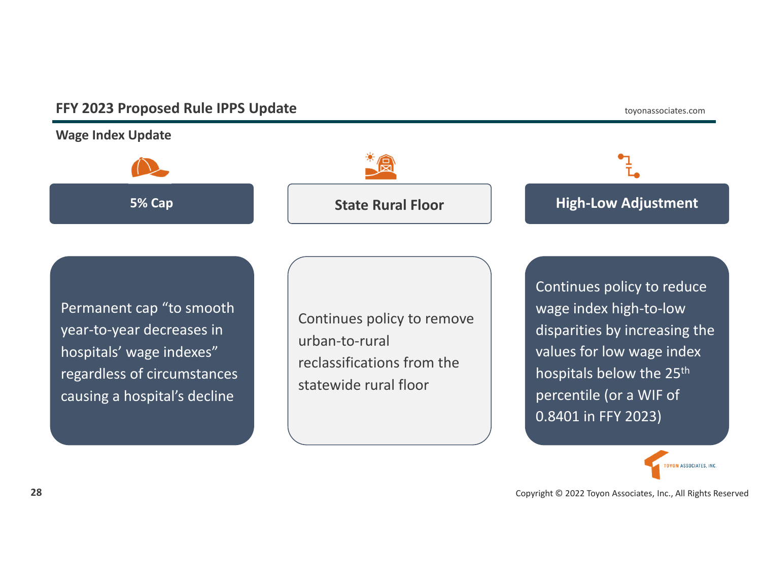## FFY 2023 Proposed Rule IPPS Update

### Wage Index Update

### 5% Cap

Permanent cap "to smooth year-to-year decreases in hospitals' wage indexes" regardless of circumstances causing a hospital's decline

### State Rural Floor

Continues policy to remove urban-to-rural reclassifications from the statewide rural floor

### High-Low Adjustment

Continues policy to reduce wage index high-to-low disparities by increasing the values for low wage index hospitals below the 25th percentile (or a WIF of 0.8401 in FFY 2023)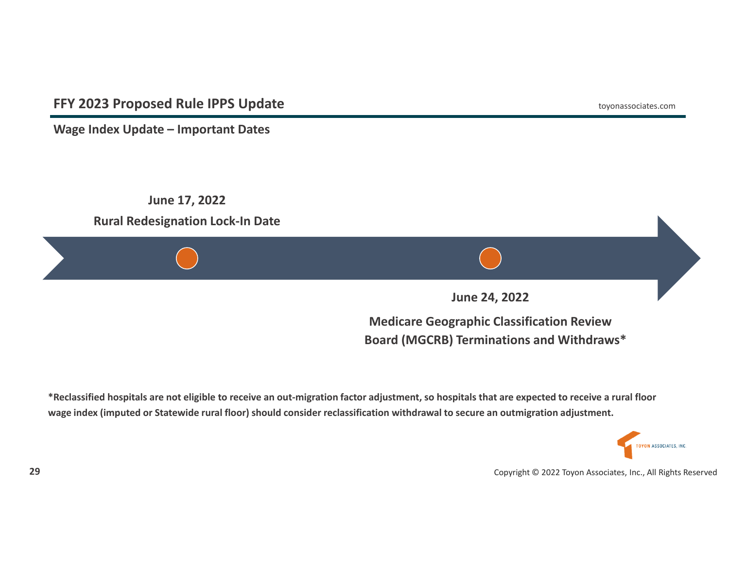## FFY 2023 Proposed Rule IPPS Update

### Wage Index Update – Important Dates

**June 17, 2022**

**Rural Redesignation Lock-In Date**

**June 24, 2022**

**Medicare Geographic Classification Review Board (MGCRB) Terminations and Withdraws***

***Reclassified hospitals are not eligible to receive an out-migration factor adjustment, so hospitals that are expected to receive a rural floor wage index (imputed or Statewide rural floor) should consider reclassification withdrawal to secure an outmigration adjustment.**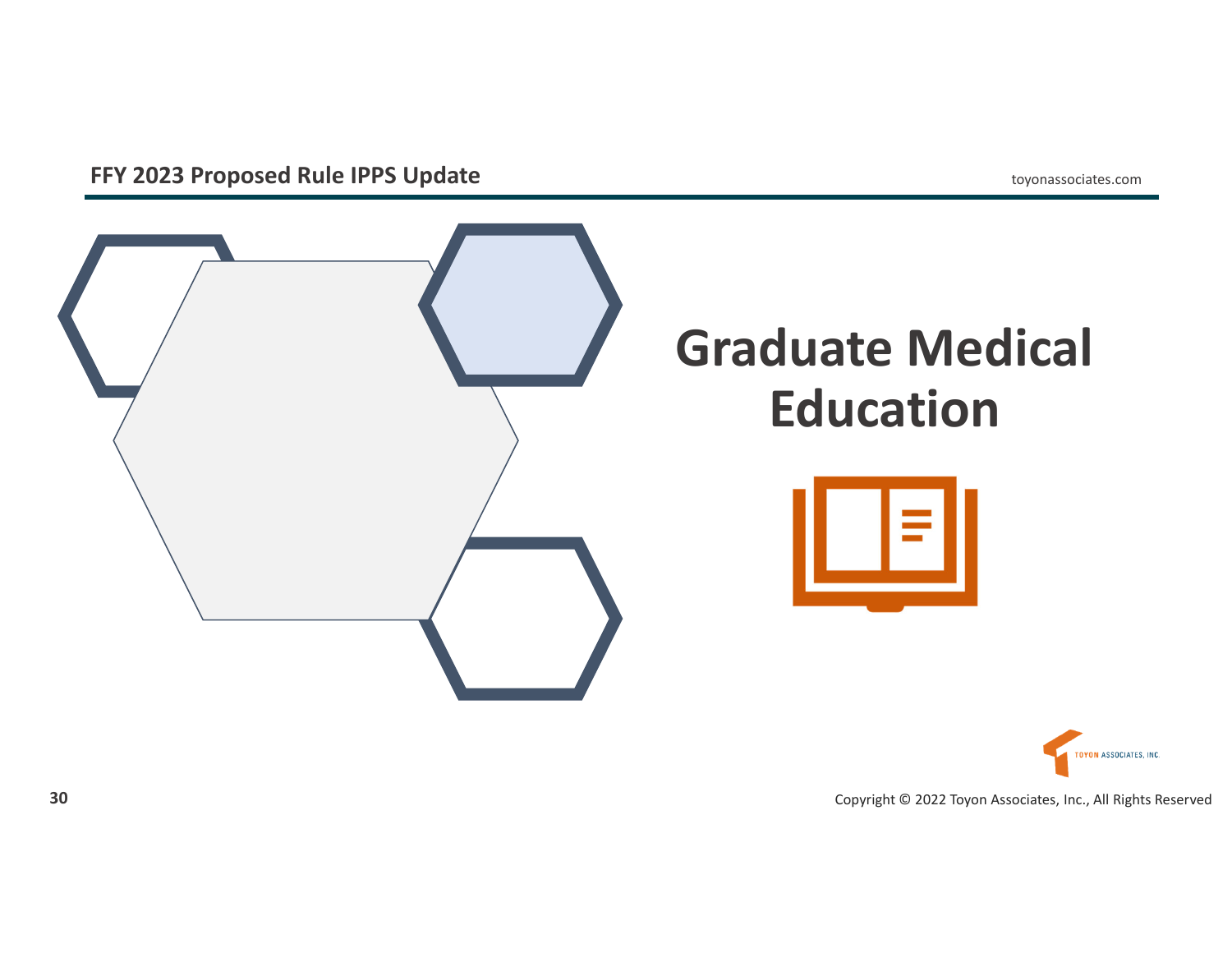# Graduate Medical Education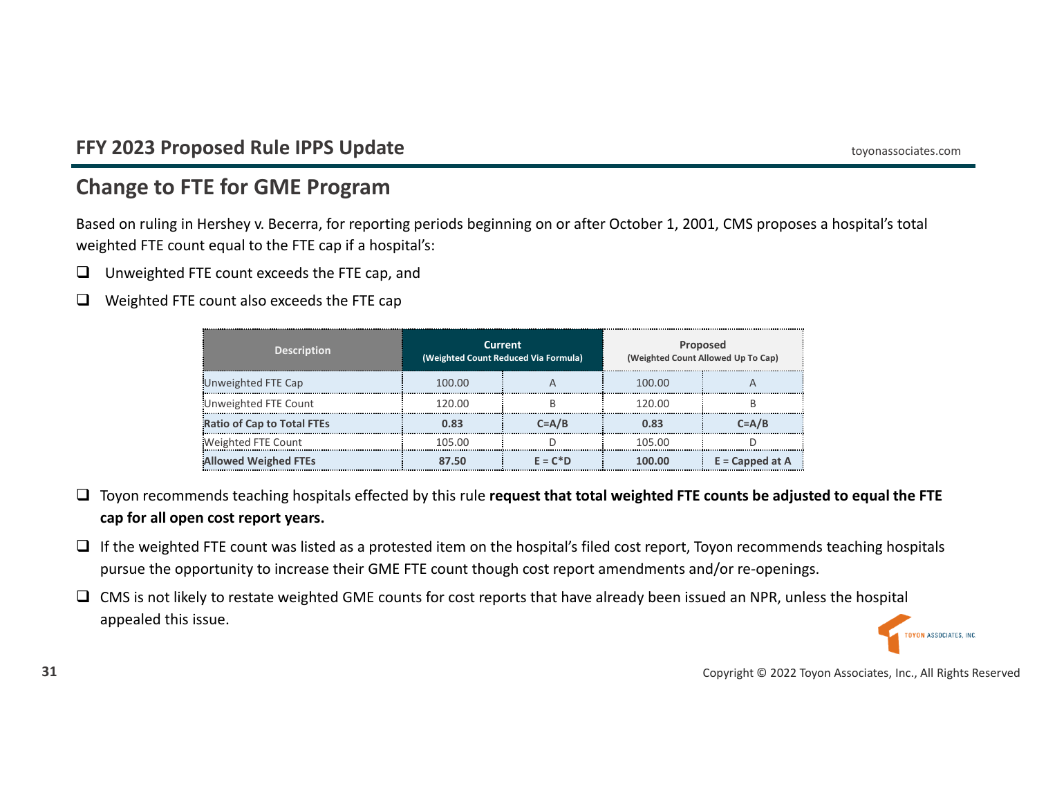## FFY 2023 Proposed Rule IPPS Update

# Change to FTE for GME Program

Based on ruling in Hershey v. Becerra, for reporting periods beginning on or after October 1, 2001, CMS proposes a hospital's total weighted FTE count equal to the FTE cap if a hospital's:

- ❑ Unweighted FTE count exceeds the FTE cap, and
- ❑ Weighted FTE count also exceeds the FTE cap

| Description | Current (Weighted Count Reduced Via Formula) | | Proposed (Weighted Count Allowed Up To Cap) | |
|---|---|---|---|---|
| Unweighted FTE Cap | 100.00 | A | 100.00 | A |
| Unweighted FTE Count | 120.00 | B | 120.00 | B |
| **Ratio of Cap to Total FTEs** | **0.83** | **C=A/B** | **0.83** | **C=A/B** |
| Weighted FTE Count | 105.00 | D | 105.00 | D |
| **Allowed Weighed FTEs** | **87.50** | **E = C*D** | **100.00** | **E = Capped at A** |

- ❑ Toyon recommends teaching hospitals effected by this rule **request that total weighted FTE counts be adjusted to equal the FTE cap for all open cost report years.**
- ❑ If the weighted FTE count was listed as a protested item on the hospital's filed cost report, Toyon recommends teaching hospitals pursue the opportunity to increase their GME FTE count though cost report amendments and/or re-openings.
- ❑ CMS is not likely to restate weighted GME counts for cost reports that have already been issued an NPR, unless the hospital appealed this issue.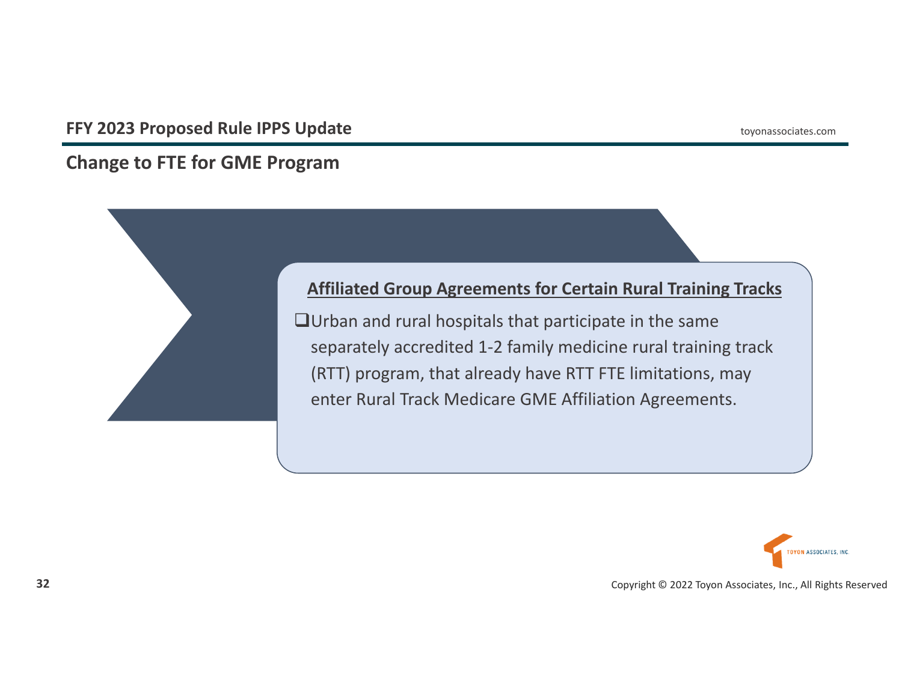## Change to FTE for GME Program

### Affiliated Group Agreements for Certain Rural Training Tracks

- Urban and rural hospitals that participate in the same separately accredited 1-2 family medicine rural training track (RTT) program, that already have RTT FTE limitations, may enter Rural Track Medicare GME Affiliation Agreements.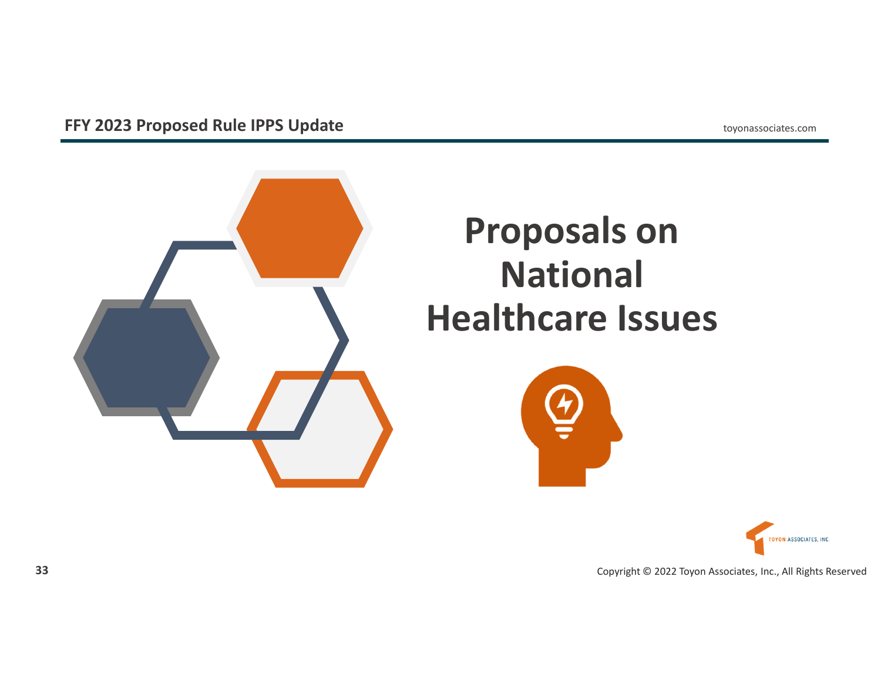# Proposals on National Healthcare Issues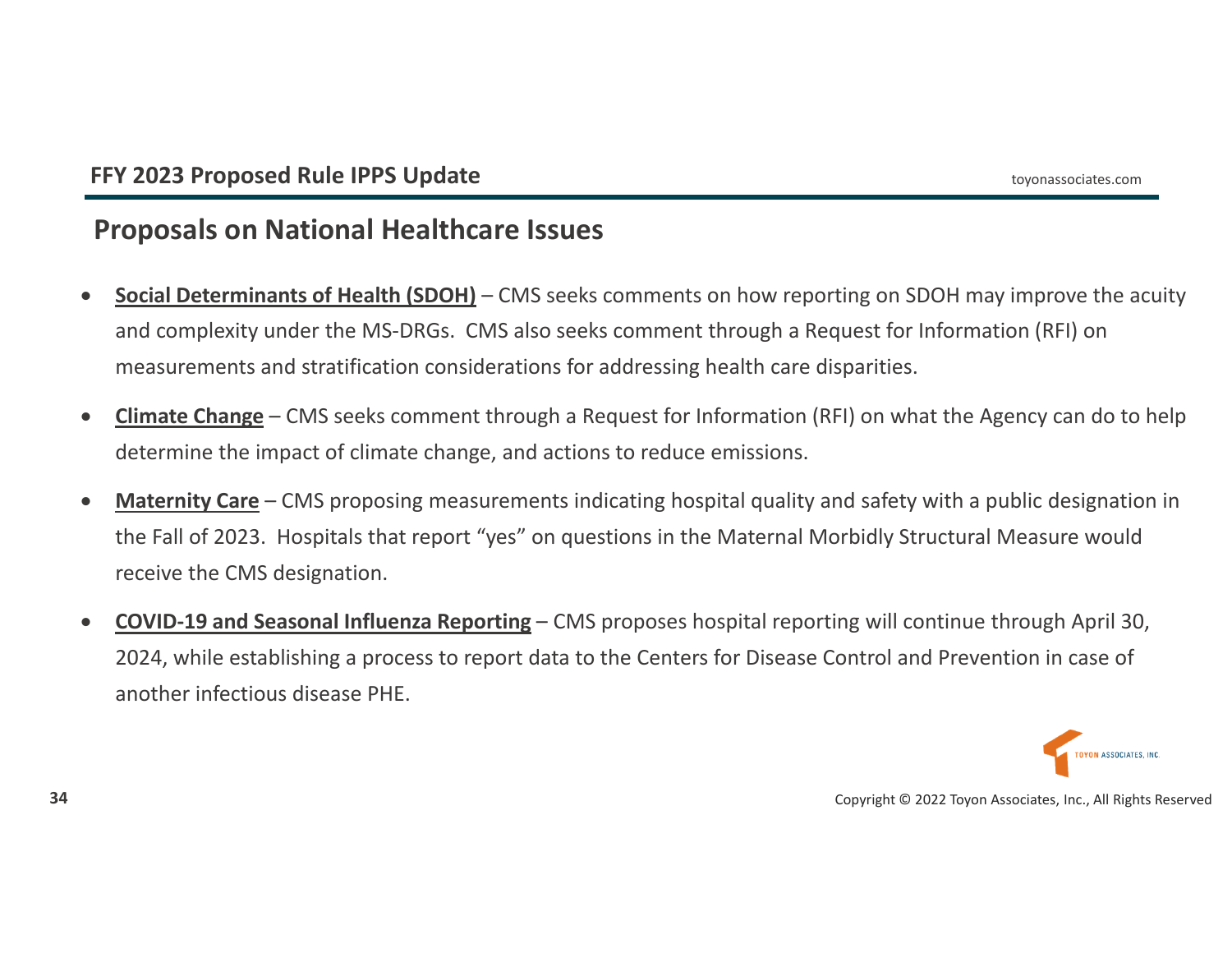## Proposals on National Healthcare Issues

- **Social Determinants of Health (SDOH)** – CMS seeks comments on how reporting on SDOH may improve the acuity and complexity under the MS-DRGs. CMS also seeks comment through a Request for Information (RFI) on measurements and stratification considerations for addressing health care disparities.

- **Climate Change** – CMS seeks comment through a Request for Information (RFI) on what the Agency can do to help determine the impact of climate change, and actions to reduce emissions.

- **Maternity Care** – CMS proposing measurements indicating hospital quality and safety with a public designation in the Fall of 2023. Hospitals that report "yes" on questions in the Maternal Morbidly Structural Measure would receive the CMS designation.

- **COVID-19 and Seasonal Influenza Reporting** – CMS proposes hospital reporting will continue through April 30, 2024, while establishing a process to report data to the Centers for Disease Control and Prevention in case of another infectious disease PHE.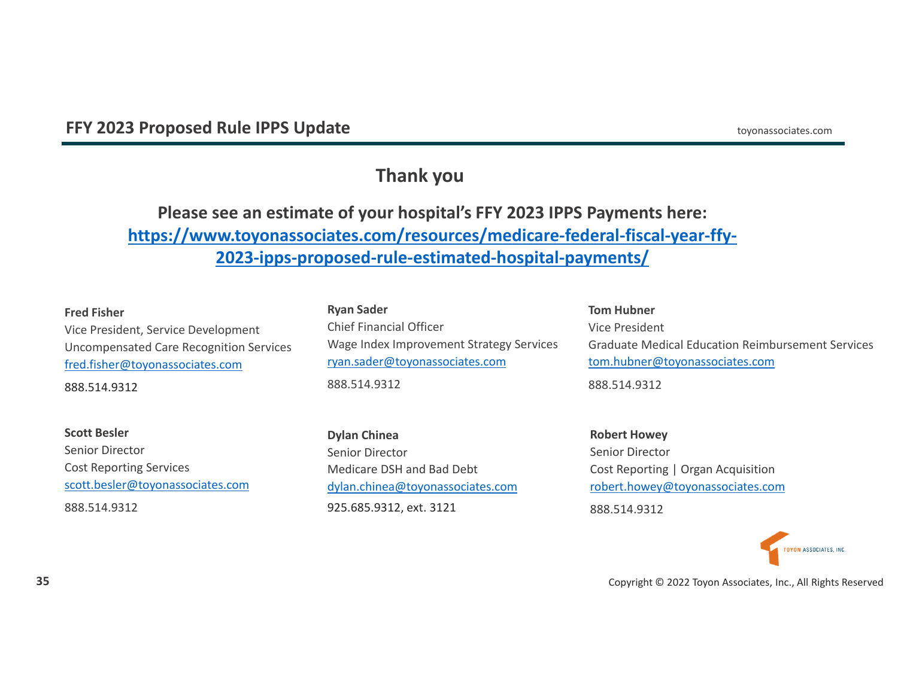## Thank you

**Please see an estimate of your hospital's FFY 2023 IPPS Payments here: [https://www.toyonassociates.com/resources/medicare-federal-fiscal-year-ffy-2023-ipps-proposed-rule-estimated-hospital-payments/](https://www.toyonassociates.com/resources/medicare-federal-fiscal-year-ffy-2023-ipps-proposed-rule-estimated-hospital-payments/)**

**Fred Fisher**
Vice President, Service Development
Uncompensated Care Recognition Services
fred.fisher@toyonassociates.com
888.514.9312

**Ryan Sader**
Chief Financial Officer
Wage Index Improvement Strategy Services
ryan.sader@toyonassociates.com
888.514.9312

**Tom Hubner**
Vice President
Graduate Medical Education Reimbursement Services
tom.hubner@toyonassociates.com
888.514.9312

**Scott Besler**
Senior Director
Cost Reporting Services
scott.besler@toyonassociates.com
888.514.9312

**Dylan Chinea**
Senior Director
Medicare DSH and Bad Debt
dylan.chinea@toyonassociates.com
925.685.9312, ext. 3121

**Robert Howey**
Senior Director
Cost Reporting | Organ Acquisition
robert.howey@toyonassociates.com
888.514.9312

Copyright © 2022 Toyon Associates, Inc., All Rights Reserved